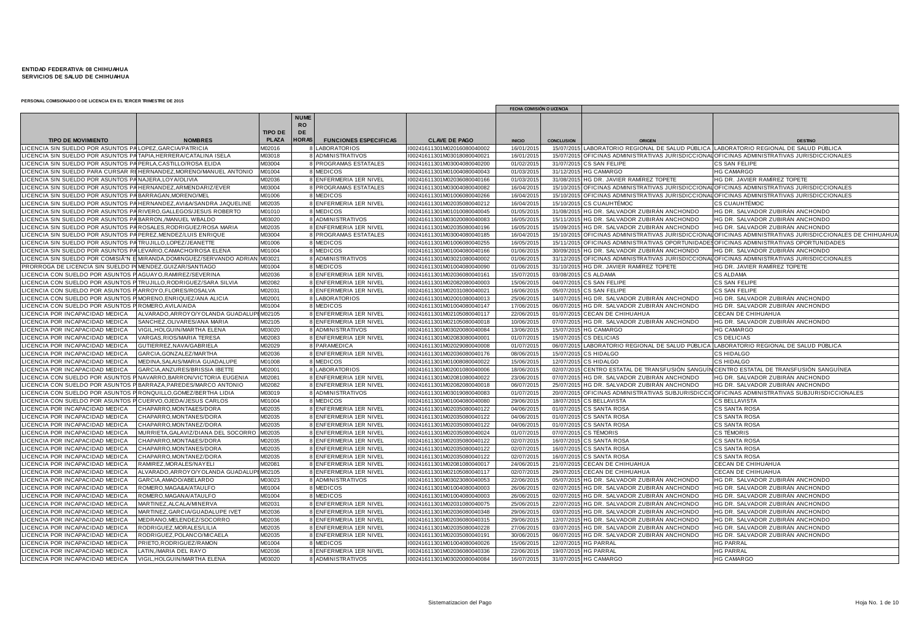**ENTIDAD FEDERATIVA: 08 CHIHUAHUA**
**SERVICIOS DE SALUD DE CHIHUAHUA**

**PERSONAL COMISIONADO O DE LICENCIA EN EL TERCER TRIMESTRE DE 2015**

| TIPO DE MOVIMIENTO | NOMBRES | TIPO DE PLAZA | NUMERO DE HORAS | FUNCIONES ESPECIFICAS | CLAVE DE PAGO | FECHA COMISIÓN O LICENCIA INICIO | CONCLUSION | ORIGEN | DESTINO |
|---|---|---|---|---|---|---|---|---|---|
| LICENCIA SIN SUELDO POR ASUNTOS PA | LOPEZ,GARCIA/PATRICIA | M02016 | 8 | LABORATORIOS | I00241611301M02016080040002 | 16/01/2015 | 15/07/2015 | LABORATORIO REGIONAL DE SALUD PÚBLICA | LABORATORIO REGIONAL DE SALUD PÚBLICA |
| LICENCIA SIN SUELDO POR ASUNTOS PA | TAPIA,HERRERA/CATALINA ISELA | M03018 | 8 | ADMINISTRATIVOS | I00241611301M03018080040021 | 16/01/2015 | 15/07/2015 | OFICINAS ADMINISTRATIVAS JURISDICCIONAL | OFICINAS ADMINISTRATIVAS JURISDICCIONALES |
| LICENCIA SIN SUELDO POR ASUNTOS PA | PERLA,CASTILLO/ROSA ELIDA | M03004 | 8 | PROGRAMAS ESTATALES | I00241611301M03004080040200 | 01/02/2015 | 31/07/2015 | CS SAN FELIPE | CS SAN FELIPE |
| LICENCIA SIN SUELDO PARA CURSAR RE | HERNANDEZ,MORENO/MANUEL ANTONIO | M01004 | 8 | MEDICOS | I00241611301M01004080040043 | 01/03/2015 | 31/12/2015 | HG CAMARGO | HG CAMARGO |
| LICENCIA SIN SUELDO POR ASUNTOS PA | NAJERA,LOYA/OLIVIA | M02036 | 8 | ENFERMERIA 1ER NIVEL | I00241611301M02036080040166 | 01/03/2015 | 31/08/2015 | HG DR. JAVIER RAMÍREZ TOPETE | HG DR. JAVIER RAMÍREZ TOPETE |
| LICENCIA SIN SUELDO POR ASUNTOS PA | HERNANDEZ,ARMENDARIZ/EVER | M03004 | 8 | PROGRAMAS ESTATALES | I00241611301M03004080040082 | 16/04/2015 | 15/10/2015 | OFICINAS ADMINISTRATIVAS JURISDICCIONAL | OFICINAS ADMINISTRATIVAS JURISDICCIONALES |
| LICENCIA SIN SUELDO POR ASUNTOS PA | BARRAGAN,MORENO/MEL | M01006 | 8 | MEDICOS | I00241611301M01006080040266 | 16/04/2015 | 15/10/2015 | OFICINAS ADMINISTRATIVAS JURISDICCIONAL | OFICINAS ADMINISTRATIVAS JURISDICCIONALES |
| LICENCIA SIN SUELDO POR ASUNTOS PA | HERNANDEZ,AVI&A/SANDRA JAQUELINE | M02035 | 8 | ENFERMERIA 1ER NIVEL | I00241611301M02035080040212 | 16/04/2015 | 15/10/2015 | CS CUAUHTÉMOC | CS CUAUHTÉMOC |
| LICENCIA SIN SUELDO POR ASUNTOS PA | RIVERO,GALLEGOS/JESUS ROBERTO | M01010 | 8 | MEDICOS | I00241611301M01010080040045 | 01/05/2015 | 31/08/2015 | HG DR. SALVADOR ZUBIRÁN ANCHONDO | HG DR. SALVADOR ZUBIRÁN ANCHONDO |
| LICENCIA SIN SUELDO POR ASUNTOS PA | BARRON,/MANUEL WBALDO | M03020 | 8 | ADMINISTRATIVOS | I00241611301M03020080040083 | 16/05/2015 | 15/11/2015 | HG DR. SALVADOR ZUBIRÁN ANCHONDO | HG DR. SALVADOR ZUBIRÁN ANCHONDO |
| LICENCIA SIN SUELDO POR ASUNTOS PA | ROSALES,RODRIGUEZ/ROSA MARIA | M02035 | 8 | ENFERMERIA 1ER NIVEL | I00241611301M02035080040196 | 16/05/2015 | 15/09/2015 | HG DR. SALVADOR ZUBIRÁN ANCHONDO | HG DR. SALVADOR ZUBIRÁN ANCHONDO |
| LICENCIA SIN SUELDO POR ASUNTOS PA | PEREZ,MENDEZ/LUIS ENRIQUE | M03004 | 8 | PROGRAMAS ESTATALES | I00241611301M03004080040185 | 16/04/2015 | 15/10/2015 | OFICINAS ADMINISTRATIVAS JURISDICCIONAL | OFICINAS ADMINISTRATIVAS JURISDICCIONALES DE CHIHUAHUA |
| LICENCIA SIN SUELDO POR ASUNTOS PA | TRUJILLO,LOPEZ/JEANETTE | M01006 | 8 | MEDICOS | I00241611301M01006080040255 | 16/05/2015 | 15/11/2015 | OFICINAS ADMINISTRATIVAS OPORTUNIDADES | OFICINAS ADMINISTRATIVAS OPORTUNIDADES |
| LICENCIA SIN SUELDO POR ASUNTOS PA | LEVARIO,CAMACHO/ROSA ELENA | M01004 | 8 | MEDICOS | I00241611301M01004080040166 | 01/06/2015 | 30/09/2015 | HG DR. SALVADOR ZUBIRÁN ANCHONDO | HG DR. SALVADOR ZUBIRÁN ANCHONDO |
| LICENCIA SIN SUELDO POR COMISIÃ"N E | MIRANDA,DOMINGUEZ/SERVANDO ADRIAN | M03021 | 8 | ADMINISTRATIVOS | I00241611301M03021080040002 | 01/06/2015 | 31/12/2015 | OFICINAS ADMINISTRATIVAS JURISDICCIONAL | OFICINAS ADMINISTRATIVAS JURISDICCIONALES |
| PRORROGA DE LICENCIA SIN SUELDO PO | MENDEZ,GUIZAR/SANTIAGO | M01004 | 8 | MEDICOS | I00241611301M01004080040090 | 01/06/2015 | 31/10/2015 | HG DR. JAVIER RAMÍREZ TOPETE | HG DR. JAVIER RAMÍREZ TOPETE |
| LICENCIA CON SUELDO POR ASUNTOS P | AGUAYO,RAMIREZ/SEVERINA | M02036 | 8 | ENFERMERIA 1ER NIVEL | I00241611301M02036080040161 | 15/07/2015 | 03/08/2015 | CS ALDAMA | CS ALDAMA |
| LICENCIA CON SUELDO POR ASUNTOS P | TRUJILLO,RODRIGUEZ/SARA SILVIA | M02082 | 8 | ENFERMERIA 1ER NIVEL | I00241611301M02082080040003 | 15/06/2015 | 04/07/2015 | CS SAN FELIPE | CS SAN FELIPE |
| LICENCIA CON SUELDO POR ASUNTOS P | ARROYO,FLORES/ROSALVA | M02031 | 8 | ENFERMERIA 1ER NIVEL | I00241611301M02031080040021 | 16/06/2015 | 05/07/2015 | CS SAN FELIPE | CS SAN FELIPE |
| LICENCIA CON SUELDO POR ASUNTOS P | MORENO,ENRIQUEZ/ANA ALICIA | M02001 | 8 | LABORATORIOS | I00241611301M02001080040013 | 25/06/2015 | 14/07/2015 | HG DR. SALVADOR ZUBIRÁN ANCHONDO | HG DR. SALVADOR ZUBIRÁN ANCHONDO |
| LICENCIA CON SUELDO POR ASUNTOS P | ROMERO,AVILA/AIDA | M01004 | 8 | MEDICOS | I00241611301M01004080040147 | 17/06/2015 | 06/07/2015 | HG DR. SALVADOR ZUBIRÁN ANCHONDO | HG DR. SALVADOR ZUBIRÁN ANCHONDO |
| LICENCIA POR INCAPACIDAD MEDICA | ALVARADO,ARROYO/YOLANDA GUADALUPE | M02105 | 8 | ENFERMERIA 1ER NIVEL | I00241611301M02105080040117 | 22/06/2015 | 01/07/2015 | CECAN DE CHIHUAHUA | CECAN DE CHIHUAHUA |
| LICENCIA POR INCAPACIDAD MEDICA | SANCHEZ,OLIVARES/ANA MARIA | M02105 | 8 | ENFERMERIA 1ER NIVEL | I00241611301M02105080040018 | 10/06/2015 | 07/07/2015 | HG DR. SALVADOR ZUBIRÁN ANCHONDO | HG DR. SALVADOR ZUBIRÁN ANCHONDO |
| LICENCIA POR INCAPACIDAD MEDICA | VIGIL,HOLGUIN/MARTHA ELENA | M03020 | 8 | ADMINISTRATIVOS | I00241611301M03020080040084 | 13/06/2015 | 15/07/2015 | HG CAMARGO | HG CAMARGO |
| LICENCIA POR INCAPACIDAD MEDICA | VARGAS,RIOS/MARIA TERESA | M02083 | 8 | ENFERMERIA 1ER NIVEL | I00241611301M02083080040001 | 01/07/2015 | 15/07/2015 | CS DELICIAS | CS DELICIAS |
| LICENCIA POR INCAPACIDAD MEDICA | GUTIERREZ,NAVA/GABRIELA | M02029 | 8 | PARAMEDICA | I00241611301M02029080040008 | 01/07/2015 | 06/07/2015 | LABORATORIO REGIONAL DE SALUD PÚBLICA | LABORATORIO REGIONAL DE SALUD PÚBLICA |
| LICENCIA POR INCAPACIDAD MEDICA | GARCIA,GONZALEZ/MARTHA | M02036 | 8 | ENFERMERIA 1ER NIVEL | I00241611301M02036080040176 | 08/06/2015 | 15/07/2015 | CS HIDALGO | CS HIDALGO |
| LICENCIA POR INCAPACIDAD MEDICA | MEDINA,SALAIS/MARIA GUADALUPE | M01008 | 8 | MEDICOS | I00241611301M01008080040022 | 15/06/2015 | 12/07/2015 | CS HIDALGO | CS HIDALGO |
| LICENCIA POR INCAPACIDAD MEDICA | GARCIA,ANZURES/BRISSIA IBETTE | M02001 | 8 | LABORATORIOS | I00241611301M02001080040006 | 18/06/2015 | 02/07/2015 | CENTRO ESTATAL DE TRANSFUSIÓN SANGUÍN | CENTRO ESTATAL DE TRANSFUSIÓN SANGUÍNEA |
| LICENCIA CON SUELDO POR ASUNTOS P | NAVARRO,BARRON/VICTORIA EUGENIA | M02081 | 8 | ENFERMERIA 1ER NIVEL | I00241611301M02081080040022 | 23/06/2015 | 07/07/2015 | HG DR. SALVADOR ZUBIRÁN ANCHONDO | HG DR. SALVADOR ZUBIRÁN ANCHONDO |
| LICENCIA CON SUELDO POR ASUNTOS P | BARRAZA,PAREDES/MARCO ANTONIO | M02082 | 8 | ENFERMERIA 1ER NIVEL | I00241611301M02082080040018 | 06/07/2015 | 25/07/2015 | HG DR. SALVADOR ZUBIRÁN ANCHONDO | HG DR. SALVADOR ZUBIRÁN ANCHONDO |
| LICENCIA CON SUELDO POR ASUNTOS P | RONQUILLO,GOMEZ/BERTHA LIDIA | M03019 | 8 | ADMINISTRATIVOS | I00241611301M03019080040083 | 01/07/2015 | 20/07/2015 | OFICINAS ADMINISTRATIVAS SUBJURISDICCIO | OFICINAS ADMINISTRATIVAS SUBJURISDICCIONALES |
| LICENCIA CON SUELDO POR ASUNTOS P | CUERVO,OJEDA/JESUS CARLOS | M01004 | 8 | MEDICOS | I00241611301M01004080040080 | 29/06/2015 | 18/07/2015 | CS BELLAVISTA | CS BELLAVISTA |
| LICENCIA POR INCAPACIDAD MEDICA | CHAPARRO,MONTA&ES/DORA | M02035 | 8 | ENFERMERIA 1ER NIVEL | I00241611301M02035080040122 | 04/06/2015 | 01/07/2015 | CS SANTA ROSA | CS SANTA ROSA |
| LICENCIA POR INCAPACIDAD MEDICA | CHAPARRO,MONTANES/DORA | M02035 | 8 | ENFERMERIA 1ER NIVEL | I00241611301M02035080040122 | 04/06/2015 | 01/07/2015 | CS SANTA ROSA | CS SANTA ROSA |
| LICENCIA POR INCAPACIDAD MEDICA | CHAPARRO,MONTANEZ/DORA | M02035 | 8 | ENFERMERIA 1ER NIVEL | I00241611301M02035080040122 | 04/06/2015 | 01/07/2015 | CS SANTA ROSA | CS SANTA ROSA |
| LICENCIA POR INCAPACIDAD MEDICA | MURRIETA,GALAVIZ/DIANA DEL SOCORRO | M02035 | 8 | ENFERMERIA 1ER NIVEL | I00241611301M02035080040024 | 01/07/2015 | 07/07/2015 | CS TÉMORIS | CS TÉMORIS |
| LICENCIA POR INCAPACIDAD MEDICA | CHAPARRO,MONTA&ES/DORA | M02035 | 8 | ENFERMERIA 1ER NIVEL | I00241611301M02035080040122 | 02/07/2015 | 16/07/2015 | CS SANTA ROSA | CS SANTA ROSA |
| LICENCIA POR INCAPACIDAD MEDICA | CHAPARRO,MONTANES/DORA | M02035 | 8 | ENFERMERIA 1ER NIVEL | I00241611301M02035080040122 | 02/07/2015 | 16/07/2015 | CS SANTA ROSA | CS SANTA ROSA |
| LICENCIA POR INCAPACIDAD MEDICA | CHAPARRO,MONTANEZ/DORA | M02035 | 8 | ENFERMERIA 1ER NIVEL | I00241611301M02035080040122 | 02/07/2015 | 16/07/2015 | CS SANTA ROSA | CS SANTA ROSA |
| LICENCIA POR INCAPACIDAD MEDICA | RAMIREZ,MORALES/NAYELI | M02081 | 8 | ENFERMERIA 1ER NIVEL | I00241611301M02081080040017 | 24/06/2015 | 21/07/2015 | CECAN DE CHIHUAHUA | CECAN DE CHIHUAHUA |
| LICENCIA POR INCAPACIDAD MEDICA | ALVARADO,ARROYO/YOLANDA GUADALUPE | M02105 | 8 | ENFERMERIA 1ER NIVEL | I00241611301M02105080040117 | 02/07/2015 | 29/07/2015 | CECAN DE CHIHUAHUA | CECAN DE CHIHUAHUA |
| LICENCIA POR INCAPACIDAD MEDICA | GARCIA,AMADO/ABELARDO | M03023 | 8 | ADMINISTRATIVOS | I00241611301M03023080040053 | 22/06/2015 | 05/07/2015 | HG DR. SALVADOR ZUBIRÁN ANCHONDO | HG DR. SALVADOR ZUBIRÁN ANCHONDO |
| LICENCIA POR INCAPACIDAD MEDICA | ROMERO,MAGA&A/ATAULFO | M01004 | 8 | MEDICOS | I00241611301M01004080040003 | 26/06/2015 | 02/07/2015 | HG DR. SALVADOR ZUBIRÁN ANCHONDO | HG DR. SALVADOR ZUBIRÁN ANCHONDO |
| LICENCIA POR INCAPACIDAD MEDICA | ROMERO,MAGANA/ATAULFO | M01004 | 8 | MEDICOS | I00241611301M01004080040003 | 26/06/2015 | 02/07/2015 | HG DR. SALVADOR ZUBIRÁN ANCHONDO | HG DR. SALVADOR ZUBIRÁN ANCHONDO |
| LICENCIA POR INCAPACIDAD MEDICA | MARTINEZ,ALCALA/MINERVA | M02031 | 8 | ENFERMERIA 1ER NIVEL | I00241611301M02031080040075 | 25/06/2015 | 22/07/2015 | HG DR. SALVADOR ZUBIRÁN ANCHONDO | HG DR. SALVADOR ZUBIRÁN ANCHONDO |
| LICENCIA POR INCAPACIDAD MEDICA | MARTINEZ,GARCIA/GUADALUPE IVET | M02036 | 8 | ENFERMERIA 1ER NIVEL | I00241611301M02036080040348 | 29/06/2015 | 03/07/2015 | HG DR. SALVADOR ZUBIRÁN ANCHONDO | HG DR. SALVADOR ZUBIRÁN ANCHONDO |
| LICENCIA POR INCAPACIDAD MEDICA | MEDRANO,MELENDEZ/SOCORRO | M02036 | 8 | ENFERMERIA 1ER NIVEL | I00241611301M02036080040315 | 29/06/2015 | 12/07/2015 | HG DR. SALVADOR ZUBIRÁN ANCHONDO | HG DR. SALVADOR ZUBIRÁN ANCHONDO |
| LICENCIA POR INCAPACIDAD MEDICA | RODRIGUEZ,MORALES/LILIA | M02035 | 8 | ENFERMERIA 1ER NIVEL | I00241611301M02035080040228 | 27/06/2015 | 03/07/2015 | HG DR. SALVADOR ZUBIRÁN ANCHONDO | HG DR. SALVADOR ZUBIRÁN ANCHONDO |
| LICENCIA POR INCAPACIDAD MEDICA | RODRIGUEZ,POLANCO/MICAELA | M02035 | 8 | ENFERMERIA 1ER NIVEL | I00241611301M02035080040191 | 30/06/2015 | 06/07/2015 | HG DR. SALVADOR ZUBIRÁN ANCHONDO | HG DR. SALVADOR ZUBIRÁN ANCHONDO |
| LICENCIA POR INCAPACIDAD MEDICA | PRIETO,RODRIGUEZ/RAMON | M01004 | 8 | MEDICOS | I00241611301M01004080040026 | 15/06/2015 | 12/07/2015 | HG PARRAL | HG PARRAL |
| LICENCIA POR INCAPACIDAD MEDICA | LATIN,/MARIA DEL RAYO | M02036 | 8 | ENFERMERIA 1ER NIVEL | I00241611301M02036080040336 | 22/06/2015 | 19/07/2015 | HG PARRAL | HG PARRAL |
| LICENCIA POR INCAPACIDAD MEDICA | VIGIL,HOLGUIN/MARTHA ELENA | M03020 | 8 | ADMINISTRATIVOS | I00241611301M03020080040084 | 16/07/2015 | 31/07/2015 | HG CAMARGO | HG CAMARGO |

Sistematizacion del Pago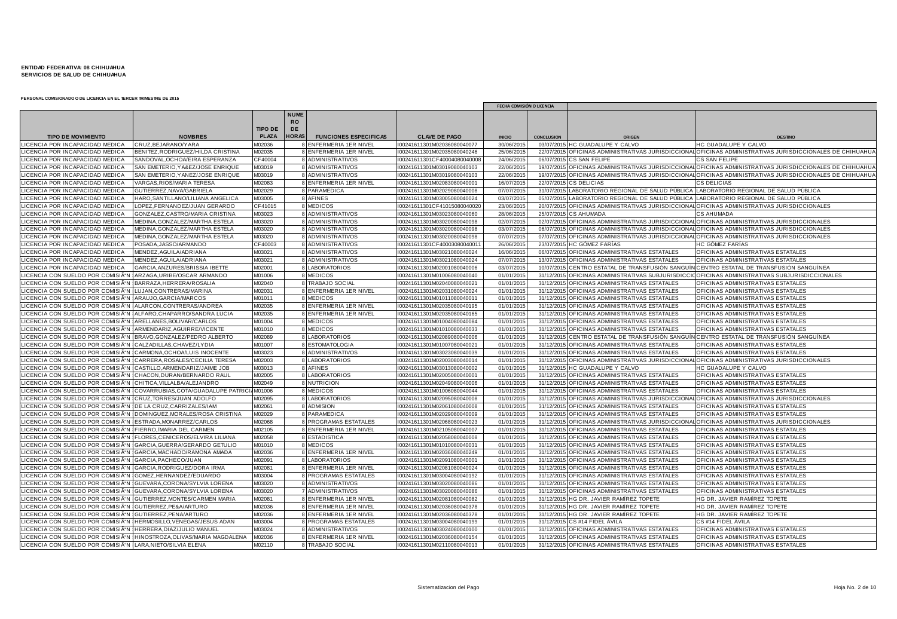**ENTIDAD FEDERATIVA: 08 CHIHUAHUA**
**SERVICIOS DE SALUD DE CHIHUAHUA**

**PERSONAL COMISIONADO O DE LICENCIA EN EL TERCER TRIMESTRE DE 2015**

| TIPO DE MOVIMIENTO | NOMBRES | TIPO DE PLAZA | NUMERO DE HORAS | FUNCIONES ESPECIFICAS | CLAVE DE PAGO | FECHA COMISIÓN O LICENCIA | | ORIGEN | DESTINO |
|---|---|---|---|---|---|---|---|---|---|
| | | | | | | INICIO | CONCLUSION | | |
| LICENCIA POR INCAPACIDAD MEDICA | CRUZ,BEJARANO/YARA | M02036 | 8 | ENFERMERIA 1ER NIVEL | I00241611301M02036080040077 | 30/06/2015 | 03/07/2015 | HC GUADALUPE Y CALVO | HC GUADALUPE Y CALVO |
| LICENCIA POR INCAPACIDAD MEDICA | BENITEZ,RODRIGUEZ/HILDA CRISTINA | M02035 | 8 | ENFERMERIA 1ER NIVEL | I00241611301M02035080040246 | 25/06/2015 | 22/07/2015 | OFICINAS ADMINISTRATIVAS JURISDICCIONALES DE CHIHUAHUA | OFICINAS ADMINISTRATIVAS JURISDICCIONALES DE CHIHUAHUA |
| LICENCIA POR INCAPACIDAD MEDICA | SANDOVAL,OCHOA/EIRA ESPERANZA | CF40004 | 8 | ADMINISTRATIVOS | I00241611301CF40004080040008 | 24/06/2015 | 06/07/2015 | CS SAN FELIPE | CS SAN FELIPE |
| LICENCIA POR INCAPACIDAD MEDICA | SAN EMETERIO,Y&AEZ/JOSE ENRIQUE | M03019 | 8 | ADMINISTRATIVOS | I00241611301M03019080040103 | 22/06/2015 | 19/07/2015 | OFICINAS ADMINISTRATIVAS JURISDICCIONALES DE CHIHUAHUA | OFICINAS ADMINISTRATIVAS JURISDICCIONALES DE CHIHUAHUA |
| LICENCIA POR INCAPACIDAD MEDICA | SAN EMETERIO,YAÑEZ/JOSE ENRIQUE | M03019 | 8 | ADMINISTRATIVOS | I00241611301M03019080040103 | 22/06/2015 | 19/07/2015 | OFICINAS ADMINISTRATIVAS JURISDICCIONALES DE CHIHUAHUA | OFICINAS ADMINISTRATIVAS JURISDICCIONALES DE CHIHUAHUA |
| LICENCIA POR INCAPACIDAD MEDICA | VARGAS,RIOS/MARIA TERESA | M02083 | 8 | ENFERMERIA 1ER NIVEL | I00241611301M02083080040001 | 16/07/2015 | 22/07/2015 | CS DELICIAS | CS DELICIAS |
| LICENCIA POR INCAPACIDAD MEDICA | GUTIERREZ,NAVA/GABRIELA | M02029 | 8 | PARAMEDICA | I00241611301M02029080040008 | 07/07/2015 | 31/07/2015 | LABORATORIO REGIONAL DE SALUD PÚBLICA | LABORATORIO REGIONAL DE SALUD PÚBLICA |
| LICENCIA POR INCAPACIDAD MEDICA | HARO,SANTILLANO/LILIANA ANGELICA | M03005 | 8 | AFINES | I00241611301M03005080040024 | 03/07/2015 | 05/07/2015 | LABORATORIO REGIONAL DE SALUD PÚBLICA | LABORATORIO REGIONAL DE SALUD PÚBLICA |
| LICENCIA POR INCAPACIDAD MEDICA | LOPEZ,FERNANDEZ/JUAN GERARDO | CF41015 | 8 | MEDICOS | I00241611301CF41015080040020 | 23/06/2015 | 20/07/2015 | OFICINAS ADMINISTRATIVAS JURISDICCIONALES | OFICINAS ADMINISTRATIVAS JURISDICCIONALES |
| LICENCIA POR INCAPACIDAD MEDICA | GONZALEZ,CASTRO/MARIA CRISTINA | M03023 | 8 | ADMINISTRATIVOS | I00241611301M03023080040060 | 28/06/2015 | 25/07/2015 | CS AHUMADA | CS AHUMADA |
| LICENCIA POR INCAPACIDAD MEDICA | MEDINA,GONZALEZ/MARTHA ESTELA | M03020 | 8 | ADMINISTRATIVOS | I00241611301M03020080040098 | 02/07/2015 | 02/07/2015 | OFICINAS ADMINISTRATIVAS JURISDICCIONALES | OFICINAS ADMINISTRATIVAS JURISDICCIONALES |
| LICENCIA POR INCAPACIDAD MEDICA | MEDINA,GONZALEZ/MARTHA ESTELA | M03020 | 8 | ADMINISTRATIVOS | I00241611301M03020080040098 | 03/07/2015 | 06/07/2015 | OFICINAS ADMINISTRATIVAS JURISDICCIONALES | OFICINAS ADMINISTRATIVAS JURISDICCIONALES |
| LICENCIA POR INCAPACIDAD MEDICA | MEDINA,GONZALEZ/MARTHA ESTELA | M03020 | 8 | ADMINISTRATIVOS | I00241611301M03020080040098 | 07/07/2015 | 07/07/2015 | OFICINAS ADMINISTRATIVAS JURISDICCIONALES | OFICINAS ADMINISTRATIVAS JURISDICCIONALES |
| LICENCIA POR INCAPACIDAD MEDICA | POSADA,JASSO/ARMANDO | CF40003 | 8 | ADMINISTRATIVOS | I00241611301CF40003080040011 | 26/06/2015 | 23/07/2015 | HC GÓMEZ FARÍAS | HC GÓMEZ FARÍAS |
| LICENCIA POR INCAPACIDAD MEDICA | MENDEZ,AGUILA/ADRIANA | M03021 | 8 | ADMINISTRATIVOS | I00241611301M03021080040024 | 16/06/2015 | 06/07/2015 | OFICINAS ADMINISTRATIVAS ESTATALES | OFICINAS ADMINISTRATIVAS ESTATALES |
| LICENCIA POR INCAPACIDAD MEDICA | MENDEZ,AGUILA/ADRIANA | M03021 | 8 | ADMINISTRATIVOS | I00241611301M03021080040024 | 07/07/2015 | 13/07/2015 | OFICINAS ADMINISTRATIVAS ESTATALES | OFICINAS ADMINISTRATIVAS ESTATALES |
| LICENCIA POR INCAPACIDAD MEDICA | GARCIA,ANZURES/BRISSIA IBETTE | M02001 | 8 | LABORATORIOS | I00241611301M02001080040006 | 03/07/2015 | 10/07/2015 | CENTRO ESTATAL DE TRANSFUSIÓN SANGUÍNEA | CENTRO ESTATAL DE TRANSFUSIÓN SANGUÍNEA |
| LICENCIA CON SUELDO POR COMISIÃ"N | ARZAGA,URIBE/OSCAR ARMANDO | M01006 | 8 | MEDICOS | I00241611301M01006080040060 | 01/01/2015 | 31/12/2015 | OFICINAS ADMINISTRATIVAS SUBJURISDICCIONALES | OFICINAS ADMINISTRATIVAS SUBJURISDICCIONALES |
| LICENCIA CON SUELDO POR COMISIÃ"N | BARRAZA,HERRERA/ROSALIA | M02040 | 8 | TRABAJO SOCIAL | I00241611301M02040080040021 | 01/01/2015 | 31/12/2015 | OFICINAS ADMINISTRATIVAS ESTATALES | OFICINAS ADMINISTRATIVAS ESTATALES |
| LICENCIA CON SUELDO POR COMISIÃ"N | LUJAN,CONTRERAS/MARINA | M02031 | 8 | ENFERMERIA 1ER NIVEL | I00241611301M02031080040024 | 01/01/2015 | 31/12/2015 | OFICINAS ADMINISTRATIVAS ESTATALES | OFICINAS ADMINISTRATIVAS ESTATALES |
| LICENCIA CON SUELDO POR COMISIÃ"N | ARAUJO,GARCIA/MARCOS | M01011 | 8 | MEDICOS | I00241611301M01011080040011 | 01/01/2015 | 31/12/2015 | OFICINAS ADMINISTRATIVAS ESTATALES | OFICINAS ADMINISTRATIVAS ESTATALES |
| LICENCIA CON SUELDO POR COMISIÃ"N | ALARCON,CONTRERAS/ANDREA | M02035 | 8 | ENFERMERIA 1ER NIVEL | I00241611301M02035080040195 | 01/01/2015 | 31/12/2015 | OFICINAS ADMINISTRATIVAS ESTATALES | OFICINAS ADMINISTRATIVAS ESTATALES |
| LICENCIA CON SUELDO POR COMISIÃ"N | ALFARO,CHAPARRO/SANDRA LUCIA | M02035 | 8 | ENFERMERIA 1ER NIVEL | I00241611301M02035080040165 | 01/01/2015 | 31/12/2015 | OFICINAS ADMINISTRATIVAS ESTATALES | OFICINAS ADMINISTRATIVAS ESTATALES |
| LICENCIA CON SUELDO POR COMISIÃ"N | ARELLANES,BOLIVAR/CARLOS | M01004 | 8 | MEDICOS | I00241611301M01004080040084 | 01/01/2015 | 31/12/2015 | OFICINAS ADMINISTRATIVAS ESTATALES | OFICINAS ADMINISTRATIVAS ESTATALES |
| LICENCIA CON SUELDO POR COMISIÃ"N | ARMENDARIZ,AGUIRRE/VICENTE | M01010 | 8 | MEDICOS | I00241611301M01010080040033 | 01/01/2015 | 31/12/2015 | OFICINAS ADMINISTRATIVAS ESTATALES | OFICINAS ADMINISTRATIVAS ESTATALES |
| LICENCIA CON SUELDO POR COMISIÃ"N | BRAVO,GONZALEZ/PEDRO ALBERTO | M02089 | 8 | LABORATORIOS | I00241611301M02089080040006 | 01/01/2015 | 31/12/2015 | CENTRO ESTATAL DE TRANSFUSIÓN SANGUÍNEA | CENTRO ESTATAL DE TRANSFUSIÓN SANGUÍNEA |
| LICENCIA CON SUELDO POR COMISIÃ"N | CALZADILLAS,CHAVEZ/LYDIA | M01007 | 8 | ESTOMATOLOGIA | I00241611301M01007080040021 | 01/01/2015 | 31/12/2015 | OFICINAS ADMINISTRATIVAS ESTATALES | OFICINAS ADMINISTRATIVAS ESTATALES |
| LICENCIA CON SUELDO POR COMISIÃ"N | CARMONA,OCHOA/LUIS INOCENTE | M03023 | 8 | ADMINISTRATIVOS | I00241611301M03023080040039 | 01/01/2015 | 31/12/2015 | OFICINAS ADMINISTRATIVAS ESTATALES | OFICINAS ADMINISTRATIVAS ESTATALES |
| LICENCIA CON SUELDO POR COMISIÃ"N | CARRERA,ROSALES/CECILIA TERESA | M02003 | 8 | LABORATORIOS | I00241611301M02003080040014 | 01/01/2015 | 31/12/2015 | OFICINAS ADMINISTRATIVAS JURISDICCIONALES | OFICINAS ADMINISTRATIVAS JURISDICCIONALES |
| LICENCIA CON SUELDO POR COMISIÃ"N | CASTILLO,ARMENDARIZ/JAIME JOB | M03013 | 8 | AFINES | I00241611301M03013080040002 | 01/01/2015 | 31/12/2015 | HC GUADALUPE Y CALVO | HC GUADALUPE Y CALVO |
| LICENCIA CON SUELDO POR COMISIÃ"N | CHACON,DURAN/BERNARDO RAUL | M02005 | 8 | LABORATORIOS | I00241611301M02005080040001 | 01/01/2015 | 31/12/2015 | OFICINAS ADMINISTRATIVAS ESTATALES | OFICINAS ADMINISTRATIVAS ESTATALES |
| LICENCIA CON SUELDO POR COMISIÃ"N | CHITICA,VILLALBA/ALEJANDRO | M02049 | 8 | NUTRICION | I00241611301M02049080040006 | 01/01/2015 | 31/12/2015 | OFICINAS ADMINISTRATIVAS ESTATALES | OFICINAS ADMINISTRATIVAS ESTATALES |
| LICENCIA CON SUELDO POR COMISIÃ"N | COVARRUBIAS,COTA/GUADALUPE PATRICIA | M01006 | 8 | MEDICOS | I00241611301M01006080040044 | 01/01/2015 | 31/12/2015 | OFICINAS ADMINISTRATIVAS ESTATALES | OFICINAS ADMINISTRATIVAS ESTATALES |
| LICENCIA CON SUELDO POR COMISIÃ"N | CRUZ,TORRES/JUAN ADOLFO | M02095 | 8 | LABORATORIOS | I00241611301M02095080040008 | 01/01/2015 | 31/12/2015 | OFICINAS ADMINISTRATIVAS JURISDICCIONALES | OFICINAS ADMINISTRATIVAS JURISDICCIONALES |
| LICENCIA CON SUELDO POR COMISIÃ"N | DE LA CRUZ,CARRIZALES/IAM | M02061 | 8 | ADMISION | I00241611301M02061080040008 | 01/01/2015 | 31/12/2015 | OFICINAS ADMINISTRATIVAS ESTATALES | OFICINAS ADMINISTRATIVAS ESTATALES |
| LICENCIA CON SUELDO POR COMISIÃ"N | DOMINGUEZ,MORALES/ROSA CRISTINA | M02029 | 8 | PARAMEDICA | I00241611301M02029080040009 | 01/01/2015 | 31/12/2015 | OFICINAS ADMINISTRATIVAS ESTATALES | OFICINAS ADMINISTRATIVAS ESTATALES |
| LICENCIA CON SUELDO POR COMISIÃ"N | ESTRADA,MONARREZ/CARLOS | M02068 | 8 | PROGRAMAS ESTATALES | I00241611301M02068080040023 | 01/01/2015 | 31/12/2015 | OFICINAS ADMINISTRATIVAS JURISDICCIONALES | OFICINAS ADMINISTRATIVAS JURISDICCIONALES |
| LICENCIA CON SUELDO POR COMISIÃ"N | FIERRO,/MARIA DEL CARMEN | M02105 | 8 | ENFERMERIA 1ER NIVEL | I00241611301M02105080040007 | 01/01/2015 | 31/12/2015 | OFICINAS ADMINISTRATIVAS ESTATALES | OFICINAS ADMINISTRATIVAS ESTATALES |
| LICENCIA CON SUELDO POR COMISIÃ"N | FLORES,CENICEROS/ELVIRA LILIANA | M02058 | 8 | ESTADISTICA | I00241611301M02058080040008 | 01/01/2015 | 31/12/2015 | OFICINAS ADMINISTRATIVAS ESTATALES | OFICINAS ADMINISTRATIVAS ESTATALES |
| LICENCIA CON SUELDO POR COMISIÃ"N | GARCIA,GUERRA/GERARDO GETULIO | M01010 | 8 | MEDICOS | I00241611301M01010080040031 | 01/01/2015 | 31/12/2015 | OFICINAS ADMINISTRATIVAS ESTATALES | OFICINAS ADMINISTRATIVAS ESTATALES |
| LICENCIA CON SUELDO POR COMISIÃ"N | GARCIA,MACHADO/RAMONA AMADA | M02036 | 8 | ENFERMERIA 1ER NIVEL | I00241611301M02036080040249 | 01/01/2015 | 31/12/2015 | OFICINAS ADMINISTRATIVAS ESTATALES | OFICINAS ADMINISTRATIVAS ESTATALES |
| LICENCIA CON SUELDO POR COMISIÃ"N | GARCIA,PACHECO/JUAN | M02091 | 8 | LABORATORIOS | I00241611301M02091080040001 | 01/01/2015 | 31/12/2015 | OFICINAS ADMINISTRATIVAS ESTATALES | OFICINAS ADMINISTRATIVAS ESTATALES |
| LICENCIA CON SUELDO POR COMISIÃ"N | GARCIA,RODRIGUEZ/DORA IRMA | M02081 | 8 | ENFERMERIA 1ER NIVEL | I00241611301M02081080040024 | 01/01/2015 | 31/12/2015 | OFICINAS ADMINISTRATIVAS ESTATALES | OFICINAS ADMINISTRATIVAS ESTATALES |
| LICENCIA CON SUELDO POR COMISIÃ"N | GOMEZ,HERNANDEZ/EDUARDO | M03004 | 8 | PROGRAMAS ESTATALES | I00241611301M03004080040192 | 01/01/2015 | 31/12/2015 | OFICINAS ADMINISTRATIVAS ESTATALES | OFICINAS ADMINISTRATIVAS ESTATALES |
| LICENCIA CON SUELDO POR COMISIÃ"N | GUEVARA,CORONA/SYLVIA LORENA | M03020 | 8 | ADMINISTRATIVOS | I00241611301M03020080040086 | 01/01/2015 | 31/12/2015 | OFICINAS ADMINISTRATIVAS ESTATALES | OFICINAS ADMINISTRATIVAS ESTATALES |
| LICENCIA CON SUELDO POR COMISIÃ"N | GUEVARA,CORONA/SYLVIA LORENA | M03020 | 7 | ADMINISTRATIVOS | I00241611301M03020080040086 | 01/01/2015 | 31/12/2015 | OFICINAS ADMINISTRATIVAS ESTATALES | OFICINAS ADMINISTRATIVAS ESTATALES |
| LICENCIA CON SUELDO POR COMISIÃ"N | GUTIERREZ,MONTES/CARMEN MARIA | M02081 | 8 | ENFERMERIA 1ER NIVEL | I00241611301M02081080040082 | 01/01/2015 | 31/12/2015 | HG DR. JAVIER RAMÍREZ TOPETE | HG DR. JAVIER RAMÍREZ TOPETE |
| LICENCIA CON SUELDO POR COMISIÃ"N | GUTIERREZ,PE&A/ARTURO | M02036 | 8 | ENFERMERIA 1ER NIVEL | I00241611301M02036080040378 | 01/01/2015 | 31/12/2015 | HG DR. JAVIER RAMÍREZ TOPETE | HG DR. JAVIER RAMÍREZ TOPETE |
| LICENCIA CON SUELDO POR COMISIÃ"N | GUTIERREZ,PENA/ARTURO | M02036 | 8 | ENFERMERIA 1ER NIVEL | I00241611301M02036080040378 | 01/01/2015 | 31/12/2015 | HG DR. JAVIER RAMÍREZ TOPETE | HG DR. JAVIER RAMÍREZ TOPETE |
| LICENCIA CON SUELDO POR COMISIÃ"N | HERMOSILLO,VENEGAS/JESUS ADAN | M03004 | 8 | PROGRAMAS ESTATALES | I00241611301M03004080040199 | 01/01/2015 | 31/12/2015 | CS #14 FIDEL ÁVILA | CS #14 FIDEL ÁVILA |
| LICENCIA CON SUELDO POR COMISIÃ"N | HERRERA,DIAZ/JULIO MANUEL | M03024 | 8 | ADMINISTRATIVOS | I00241611301M03024080040100 | 01/01/2015 | 31/12/2015 | OFICINAS ADMINISTRATIVAS ESTATALES | OFICINAS ADMINISTRATIVAS ESTATALES |
| LICENCIA CON SUELDO POR COMISIÃ"N | HINOSTROZA,OLIVAS/MARIA MAGDALENA | M02036 | 8 | ENFERMERIA 1ER NIVEL | I00241611301M02036080040154 | 01/01/2015 | 31/12/2015 | OFICINAS ADMINISTRATIVAS ESTATALES | OFICINAS ADMINISTRATIVAS ESTATALES |
| LICENCIA CON SUELDO POR COMISIÃ"N | LARA,NIETO/SILVIA ELENA | M02110 | 8 | TRABAJO SOCIAL | I00241611301M02110080040013 | 01/01/2015 | 31/12/2015 | OFICINAS ADMINISTRATIVAS ESTATALES | OFICINAS ADMINISTRATIVAS ESTATALES |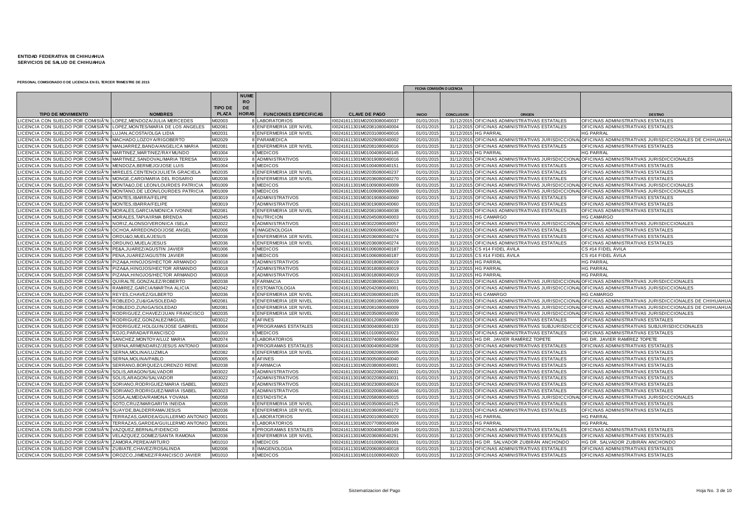**ENTIDAD FEDERATIVA: 08 CHIHUAHUA**
**SERVICIOS DE SALUD DE CHIHUAHUA**

**PERSONAL COMISIONADO O DE LICENCIA EN EL TERCER TRIMESTRE DE 2015**

| TIPO DE MOVIMIENTO | NOMBRES | TIPO DE PLAZA | NUMERO DE HORAS | FUNCIONES ESPECIFICAS | CLAVE DE PAGO | FECHA COMISIÓN O LICENCIA | | ORIGEN | DESTINO |
|---|---|---|---|---|---|---|---|---|---|
| | | | | | | INICIO | CONCLUSION | | |
| LICENCIA CON SUELDO POR COMISIÃ"N | LOPEZ,MENDOZA/JULIA MERCEDES | M02003 | 8 | LABORATORIOS | I00241611301M02003080040037 | 01/01/2015 | 31/12/2015 | OFICINAS ADMINISTRATIVAS ESTATALES | OFICINAS ADMINISTRATIVAS ESTATALES |
| LICENCIA CON SUELDO POR COMISIÃ"N | LOPEZ,MONTES/MARIA DE LOS ANGELES | M02081 | 8 | ENFERMERIA 1ER NIVEL | I00241611301M02081080040004 | 01/01/2015 | 31/12/2015 | OFICINAS ADMINISTRATIVAS ESTATALES | OFICINAS ADMINISTRATIVAS ESTATALES |
| LICENCIA CON SUELDO POR COMISIÃ"N | LUJAN,ACOSTA/OLGA LIDIA | M02031 | 8 | ENFERMERIA 1ER NIVEL | I00241611301M02031080040016 | 01/01/2015 | 31/12/2015 | HG PARRAL | HG PARRAL |
| LICENCIA CON SUELDO POR COMISIÃ"N | MACHADO,LOZOYA/RIGOBERTO | M02029 | 8 | PARAMEDICA | I00241611301M02029080040002 | 01/01/2015 | 31/12/2015 | OFICINAS ADMINISTRATIVAS JURISDICCIONAL | OFICINAS ADMINISTRATIVAS JURISDICCIONALES DE CHIHUAHUA |
| LICENCIA CON SUELDO POR COMISIÃ"N | MANJARREZ,BANDA/ANGELICA MARIA | M02081 | 8 | ENFERMERIA 1ER NIVEL | I00241611301M02081080040016 | 01/01/2015 | 31/12/2015 | OFICINAS ADMINISTRATIVAS ESTATALES | OFICINAS ADMINISTRATIVAS ESTATALES |
| LICENCIA CON SUELDO POR COMISIÃ"N | MARTINEZ,MARTINEZ/RAYMUNDO | M01004 | 8 | MEDICOS | I00241611301M01004080040145 | 01/01/2015 | 31/12/2015 | HG PARRAL | HG PARRAL |
| LICENCIA CON SUELDO POR COMISIÃ"N | MARTINEZ,SANDOVAL/MARIA TERESA | M03019 | 8 | ADMINISTRATIVOS | I00241611301M03019080040016 | 01/01/2015 | 31/12/2015 | OFICINAS ADMINISTRATIVAS JURISDICCIONAL | OFICINAS ADMINISTRATIVAS JURISDICCIONALES |
| LICENCIA CON SUELDO POR COMISIÃ"N | MENDOZA,BERMEJO/JOSE LUIS | M01004 | 8 | MEDICOS | I00241611301M01004080040151 | 01/01/2015 | 31/12/2015 | OFICINAS ADMINISTRATIVAS ESTATALES | OFICINAS ADMINISTRATIVAS ESTATALES |
| LICENCIA CON SUELDO POR COMISIÃ"N | MIRELES,CENTENO/JULIETA GRACIELA | M02035 | 8 | ENFERMERIA 1ER NIVEL | I00241611301M02035080040237 | 01/01/2015 | 31/12/2015 | OFICINAS ADMINISTRATIVAS ESTATALES | OFICINAS ADMINISTRATIVAS ESTATALES |
| LICENCIA CON SUELDO POR COMISIÃ"N | MONGE,CARO/MARIA DEL ROSARIO | M02036 | 8 | ENFERMERIA 1ER NIVEL | I00241611301M02036080040270 | 01/01/2015 | 31/12/2015 | OFICINAS ADMINISTRATIVAS ESTATALES | OFICINAS ADMINISTRATIVAS ESTATALES |
| LICENCIA CON SUELDO POR COMISIÃ"N | MONTA&O,DE LEON/LOURDES PATRICIA | M01009 | 8 | MEDICOS | I00241611301M01009080040009 | 01/01/2015 | 31/12/2015 | OFICINAS ADMINISTRATIVAS JURISDICCIONAL | OFICINAS ADMINISTRATIVAS JURISDICCIONALES |
| LICENCIA CON SUELDO POR COMISIÃ"N | MONTANO,DE LEON/LOURDES PATRICIA | M01009 | 8 | MEDICOS | I00241611301M01009080040009 | 01/01/2015 | 31/12/2015 | OFICINAS ADMINISTRATIVAS JURISDICCIONAL | OFICINAS ADMINISTRATIVAS JURISDICCIONALES |
| LICENCIA CON SUELDO POR COMISIÃ"N | MONTES,IBARRA/FELIPE | M03019 | 8 | ADMINISTRATIVOS | I00241611301M03019080040060 | 01/01/2015 | 31/12/2015 | OFICINAS ADMINISTRATIVAS ESTATALES | OFICINAS ADMINISTRATIVAS ESTATALES |
| LICENCIA CON SUELDO POR COMISIÃ"N | MONTES,IBARRA/FELIPE | M03019 | 7 | ADMINISTRATIVOS | I00241611301M03019080040060 | 01/01/2015 | 31/12/2015 | OFICINAS ADMINISTRATIVAS ESTATALES | OFICINAS ADMINISTRATIVAS ESTATALES |
| LICENCIA CON SUELDO POR COMISIÃ"N | MORALES,GARCIA/MONICA IVONNE | M02081 | 8 | ENFERMERIA 1ER NIVEL | I00241611301M02081080040038 | 01/01/2015 | 31/12/2015 | OFICINAS ADMINISTRATIVAS ESTATALES | OFICINAS ADMINISTRATIVAS ESTATALES |
| LICENCIA CON SUELDO POR COMISIÃ"N | MORALES,TAPIA/IRMA BRENDA | M02045 | 8 | NUTRICION | I00241611301M02045080040003 | 01/01/2015 | 31/12/2015 | HG CAMARGO | HG CAMARGO |
| LICENCIA CON SUELDO POR COMISIÃ"N | NORIZ,ALONSO/VERONICA ISELA | M03022 | 8 | ADMINISTRATIVOS | I00241611301M03022080040057 | 01/01/2015 | 31/12/2015 | OFICINAS ADMINISTRATIVAS JURISDICCIONAL | OFICINAS ADMINISTRATIVAS JURISDICCIONALES |
| LICENCIA CON SUELDO POR COMISIÃ"N | OCHOA,ARREDONDO/JOSE ANGEL | M02006 | 8 | IMAGENOLOGIA | I00241611301M02006080040024 | 01/01/2015 | 31/12/2015 | OFICINAS ADMINISTRATIVAS ESTATALES | OFICINAS ADMINISTRATIVAS ESTATALES |
| LICENCIA CON SUELDO POR COMISIÃ"N | ORDU&O,MUELA/JESUS | M02036 | 8 | ENFERMERIA 1ER NIVEL | I00241611301M02036080040274 | 01/01/2015 | 31/12/2015 | OFICINAS ADMINISTRATIVAS ESTATALES | OFICINAS ADMINISTRATIVAS ESTATALES |
| LICENCIA CON SUELDO POR COMISIÃ"N | ORDUNO,MUELA/JESUS | M02036 | 8 | ENFERMERIA 1ER NIVEL | I00241611301M02036080040274 | 01/01/2015 | 31/12/2015 | OFICINAS ADMINISTRATIVAS ESTATALES | OFICINAS ADMINISTRATIVAS ESTATALES |
| LICENCIA CON SUELDO POR COMISIÃ"N | PE&A,JUAREZ/AGUSTIN JAVIER | M01006 | 8 | MEDICOS | I00241611301M01006080040187 | 01/01/2015 | 31/12/2015 | CS #14 FIDEL ÁVILA | CS #14 FIDEL ÁVILA |
| LICENCIA CON SUELDO POR COMISIÃ"N | PENA,JUAREZ/AGUSTIN JAVIER | M01006 | 8 | MEDICOS | I00241611301M01006080040187 | 01/01/2015 | 31/12/2015 | CS #14 FIDEL ÁVILA | CS #14 FIDEL ÁVILA |
| LICENCIA CON SUELDO POR COMISIÃ"N | PIZA&A,HINOJOS/HECTOR ARMANDO | M03018 | 8 | ADMINISTRATIVOS | I00241611301M03018080040019 | 01/01/2015 | 31/12/2015 | HG PARRAL | HG PARRAL |
| LICENCIA CON SUELDO POR COMISIÃ"N | PIZA&A,HINOJOS/HECTOR ARMANDO | M03018 | 7 | ADMINISTRATIVOS | I00241611301M03018080040019 | 01/01/2015 | 31/12/2015 | HG PARRAL | HG PARRAL |
| LICENCIA CON SUELDO POR COMISIÃ"N | PIZANA,HINOJOS/HECTOR ARMANDO | M03018 | 8 | ADMINISTRATIVOS | I00241611301M03018080040019 | 01/01/2015 | 31/12/2015 | HG PARRAL | HG PARRAL |
| LICENCIA CON SUELDO POR COMISIÃ"N | QUIRALTE,GONZALEZ/ROBERTO | M02038 | 8 | FARMACIA | I00241611301M02038080040013 | 01/01/2015 | 31/12/2015 | OFICINAS ADMINISTRATIVAS JURISDICCIONAL | OFICINAS ADMINISTRATIVAS JURISDICCIONALES |
| LICENCIA CON SUELDO POR COMISIÃ"N | RAMIREZ,GARCIA/MARTHA ALICIA | M02042 | 8 | ESTOMATOLOGIA | I00241611301M02042080040001 | 01/01/2015 | 31/12/2015 | OFICINAS ADMINISTRATIVAS JURISDICCIONAL | OFICINAS ADMINISTRATIVAS JURISDICCIONALES |
| LICENCIA CON SUELDO POR COMISIÃ"N | REYES,CHAVEZ/GILBERTO | M02036 | 8 | ENFERMERIA 1ER NIVEL | I00241611301M02036080040105 | 01/01/2015 | 31/12/2015 | HG CAMARGO | HG CAMARGO |
| LICENCIA CON SUELDO POR COMISIÃ"N | ROBLEDO,ZU&IGA/SOLEDAD | M02081 | 8 | ENFERMERIA 1ER NIVEL | I00241611301M02081080040009 | 01/01/2015 | 31/12/2015 | OFICINAS ADMINISTRATIVAS JURISDICCIONAL | OFICINAS ADMINISTRATIVAS JURISDICCIONALES DE CHIHUAHUA |
| LICENCIA CON SUELDO POR COMISIÃ"N | ROBLEDO,ZUNIGA/SOLEDAD | M02081 | 8 | ENFERMERIA 1ER NIVEL | I00241611301M02081080040009 | 01/01/2015 | 31/12/2015 | OFICINAS ADMINISTRATIVAS JURISDICCIONAL | OFICINAS ADMINISTRATIVAS JURISDICCIONALES DE CHIHUAHUA |
| LICENCIA CON SUELDO POR COMISIÃ"N | RODRIGUEZ,CHAVEZ/JUAN FRANCISCO | M02035 | 8 | ENFERMERIA 1ER NIVEL | I00241611301M02035080040030 | 01/01/2015 | 31/12/2015 | OFICINAS ADMINISTRATIVAS JURISDICCIONAL | OFICINAS ADMINISTRATIVAS JURISDICCIONALES |
| LICENCIA CON SUELDO POR COMISIÃ"N | RODRIGUEZ,GONZALEZ/MIGUEL | M03012 | 8 | AFINES | I00241611301M03012080040009 | 01/01/2015 | 31/12/2015 | OFICINAS ADMINISTRATIVAS ESTATALES | OFICINAS ADMINISTRATIVAS ESTATALES |
| LICENCIA CON SUELDO POR COMISIÃ"N | RODRIGUEZ,HOLGUIN/JOSE GABRIEL | M03004 | 8 | PROGRAMAS ESTATALES | I00241611301M03004080040133 | 01/01/2015 | 31/12/2015 | OFICINAS ADMINISTRATIVAS SUBJURISDICCIO | OFICINAS ADMINISTRATIVAS SUBJURISDICCIONALES |
| LICENCIA CON SUELDO POR COMISIÃ"N | ROJO,PARADA/FRANCISCO | M01010 | 8 | MEDICOS | I00241611301M01010080040023 | 01/01/2015 | 31/12/2015 | OFICINAS ADMINISTRATIVAS ESTATALES | OFICINAS ADMINISTRATIVAS ESTATALES |
| LICENCIA CON SUELDO POR COMISIÃ"N | SANCHEZ,MONTOYA/LUZ MARIA | M02074 | 8 | LABORATORIOS | I00241611301M02074080040004 | 01/01/2015 | 31/12/2015 | HG DR. JAVIER RAMÍREZ TOPETE | HG DR. JAVIER RAMÍREZ TOPETE |
| LICENCIA CON SUELDO POR COMISIÃ"N | SERNA,ARMENDARIZ/JESUS ANTONIO | M03004 | 8 | PROGRAMAS ESTATALES | I00241611301M03004080040208 | 01/01/2015 | 31/12/2015 | OFICINAS ADMINISTRATIVAS ESTATALES | OFICINAS ADMINISTRATIVAS ESTATALES |
| LICENCIA CON SUELDO POR COMISIÃ"N | SERNA,MOLINA/LUZMILA | M02082 | 8 | ENFERMERIA 1ER NIVEL | I00241611301M02082080040005 | 01/01/2015 | 31/12/2015 | OFICINAS ADMINISTRATIVAS ESTATALES | OFICINAS ADMINISTRATIVAS ESTATALES |
| LICENCIA CON SUELDO POR COMISIÃ"N | SERNA,MOLINA/PABLO | M03005 | 8 | AFINES | I00241611301M03005080040040 | 01/01/2015 | 31/12/2015 | OFICINAS ADMINISTRATIVAS ESTATALES | OFICINAS ADMINISTRATIVAS ESTATALES |
| LICENCIA CON SUELDO POR COMISIÃ"N | SERRANO,BORQUEZ/LORENZO RENE | M02038 | 8 | FARMACIA | I00241611301M02038080040001 | 01/01/2015 | 31/12/2015 | OFICINAS ADMINISTRATIVAS ESTATALES | OFICINAS ADMINISTRATIVAS ESTATALES |
| LICENCIA CON SUELDO POR COMISIÃ"N | SOLIS,ARAGON/SALVADOR | M03022 | 8 | ADMINISTRATIVOS | I00241611301M03022080040031 | 01/01/2015 | 31/12/2015 | OFICINAS ADMINISTRATIVAS ESTATALES | OFICINAS ADMINISTRATIVAS ESTATALES |
| LICENCIA CON SUELDO POR COMISIÃ"N | SOLIS,ARAGON/SALVADOR | M03022 | 7 | ADMINISTRATIVOS | I00241611301M03022080040031 | 01/01/2015 | 31/12/2015 | OFICINAS ADMINISTRATIVAS ESTATALES | OFICINAS ADMINISTRATIVAS ESTATALES |
| LICENCIA CON SUELDO POR COMISIÃ"N | SORIANO,RODRIGUEZ/MARIA ISABEL | M03023 | 8 | ADMINISTRATIVOS | I00241611301M03023080040024 | 01/01/2015 | 31/12/2015 | OFICINAS ADMINISTRATIVAS ESTATALES | OFICINAS ADMINISTRATIVAS ESTATALES |
| LICENCIA CON SUELDO POR COMISIÃ"N | SORIANO,RODRIGUEZ/MARIA ISABEL | M03023 | 8 | ADMINISTRATIVOS | I00241611301M03020080040046 | 01/01/2015 | 31/12/2015 | OFICINAS ADMINISTRATIVAS ESTATALES | OFICINAS ADMINISTRATIVAS ESTATALES |
| LICENCIA CON SUELDO POR COMISIÃ"N | SOSA,ALMEIDA/RAMONA YOVANA | M02058 | 8 | ESTADISTICA | I00241611301M02058080040015 | 01/01/2015 | 31/12/2015 | OFICINAS ADMINISTRATIVAS JURISDICCIONAL | OFICINAS ADMINISTRATIVAS JURISDICCIONALES |
| LICENCIA CON SUELDO POR COMISIÃ"N | SOTO,CRUZ/MARGARITA INEIDA | M02035 | 8 | ENFERMERIA 1ER NIVEL | I00241611301M02035080040125 | 01/01/2015 | 31/12/2015 | OFICINAS ADMINISTRATIVAS ESTATALES | OFICINAS ADMINISTRATIVAS ESTATALES |
| LICENCIA CON SUELDO POR COMISIÃ"N | SUAYDE,BALDERRAMA/JESUS | M02036 | 8 | ENFERMERIA 1ER NIVEL | I00241611301M02036080040272 | 01/01/2015 | 31/12/2015 | OFICINAS ADMINISTRATIVAS ESTATALES | OFICINAS ADMINISTRATIVAS ESTATALES |
| LICENCIA CON SUELDO POR COMISIÃ"N | TERRAZAS,GARDEA/GUILLERMO ANTONIO | M02001 | 8 | LABORATORIOS | I00241611301M02001080040020 | 01/01/2015 | 31/12/2015 | HG PARRAL | HG PARRAL |
| LICENCIA CON SUELDO POR COMISIÃ"N | TERRAZAS,GARDEA/GUILLERMO ANTONIO | M02001 | 8 | LABORATORIOS | I00241611301M02077080040004 | 01/01/2015 | 31/12/2015 | HG PARRAL | HG PARRAL |
| LICENCIA CON SUELDO POR COMISIÃ"N | VAZQUEZ,BERNAL/FIDENCIO | M03004 | 8 | PROGRAMAS ESTATALES | I00241611301M03004080040149 | 01/01/2015 | 31/12/2015 | OFICINAS ADMINISTRATIVAS ESTATALES | OFICINAS ADMINISTRATIVAS ESTATALES |
| LICENCIA CON SUELDO POR COMISIÃ"N | VELAZQUEZ,GOMEZ/SANTA RAMONA | M02036 | 8 | ENFERMERIA 1ER NIVEL | I00241611301M02036080040291 | 01/01/2015 | 31/12/2015 | OFICINAS ADMINISTRATIVAS ESTATALES | OFICINAS ADMINISTRATIVAS ESTATALES |
| LICENCIA CON SUELDO POR COMISIÃ"N | ZAMORA,PEREA/ARTURO | M01010 | 8 | MEDICOS | I00241611301M01010080040001 | 01/01/2015 | 31/12/2015 | HG DR. SALVADOR ZUBIRÁN ANCHONDO | HG DR. SALVADOR ZUBIRÁN ANCHONDO |
| LICENCIA CON SUELDO POR COMISIÃ"N | ZUBIATE,CHAVEZ/ROSALINDA | M02006 | 8 | IMAGENOLOGIA | I00241611301M02006080040018 | 01/01/2015 | 31/12/2015 | OFICINAS ADMINISTRATIVAS ESTATALES | OFICINAS ADMINISTRATIVAS ESTATALES |
| LICENCIA CON SUELDO POR COMISIÃ"N | OROZCO,JIMENEZ/FRANCISCO JAVIER | M01010 | 8 | MEDICOS | I00241611301M01010080040020 | 01/01/2015 | 31/12/2015 | OFICINAS ADMINISTRATIVAS ESTATALES | OFICINAS ADMINISTRATIVAS ESTATALES |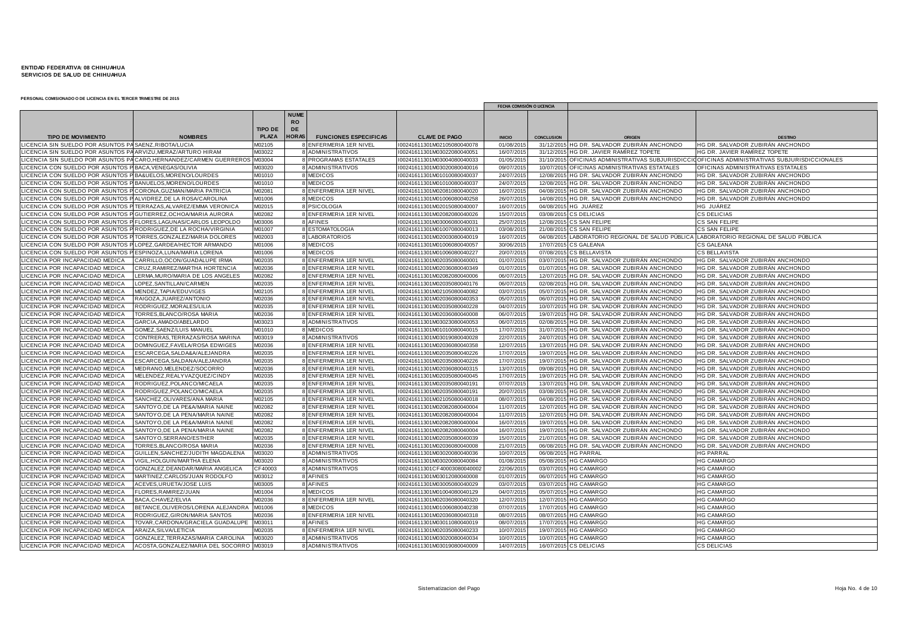**ENTIDAD FEDERATIVA: 08 CHIHUAHUA**
**SERVICIOS DE SALUD DE CHIHUAHUA**

**PERSONAL COMISIONADO O DE LICENCIA EN EL TERCER TRIMESTRE DE 2015**

| TIPO DE MOVIMIENTO | NOMBRES | TIPO DE PLAZA | NUMERO DE HORAS | FUNCIONES ESPECIFICAS | CLAVE DE PAGO | FECHA COMISIÓN O LICENCIA | | ORIGEN | DESTINO |
|---|---|---|---|---|---|---|---|---|---|
| | | | | | | INICIO | CONCLUSION | | |
| LICENCIA SIN SUELDO POR ASUNTOS PA | SAENZ,RIBOTA/LUCIA | M02105 | 8 | ENFERMERIA 1ER NIVEL | I00241611301M02105080040078 | 01/08/2015 | 31/12/2015 | HG DR. SALVADOR ZUBIRÁN ANCHONDO | HG DR. SALVADOR ZUBIRÁN ANCHONDO |
| LICENCIA SIN SUELDO POR ASUNTOS PA | ARVIZU,MERAZ/ARTURO HIRAM | M03022 | 8 | ADMINISTRATIVOS | I00241611301M03022080040051 | 16/07/2015 | 31/12/2015 | HG DR. JAVIER RAMÍREZ TOPETE | HG DR. JAVIER RAMÍREZ TOPETE |
| LICENCIA SIN SUELDO POR ASUNTOS PA | CARO,HERNANDEZ/CARMEN GUERREROS | M03004 | 8 | PROGRAMAS ESTATALES | I00241611301M03004080040033 | 01/05/2015 | 31/10/2015 | OFICINAS ADMINISTRATIVAS SUBJURISDICCIO | OFICINAS ADMINISTRATIVAS SUBJURISDICCIONALES |
| LICENCIA CON SUELDO POR ASUNTOS P | BACA,VENEGAS/OLIVIA | M03020 | 8 | ADMINISTRATIVOS | I00241611301M03020080040016 | 09/07/2015 | 10/07/2015 | OFICINAS ADMINISTRATIVAS ESTATALES | OFICINAS ADMINISTRATIVAS ESTATALES |
| LICENCIA CON SUELDO POR ASUNTOS P | BA&UELOS,MORENO/LOURDES | M01010 | 8 | MEDICOS | I00241611301M01010080040037 | 24/07/2015 | 12/08/2015 | HG DR. SALVADOR ZUBIRÁN ANCHONDO | HG DR. SALVADOR ZUBIRÁN ANCHONDO |
| LICENCIA CON SUELDO POR ASUNTOS P | BANUELOS,MORENO/LOURDES | M01010 | 8 | MEDICOS | I00241611301M01010080040037 | 24/07/2015 | 12/08/2015 | HG DR. SALVADOR ZUBIRÁN ANCHONDO | HG DR. SALVADOR ZUBIRÁN ANCHONDO |
| LICENCIA CON SUELDO POR ASUNTOS P | CORONA,GUZMAN/MARIA PATRICIA | M02081 | 8 | ENFERMERIA 1ER NIVEL | I00241611301M02081080040020 | 16/07/2015 | 04/08/2015 | HG DR. SALVADOR ZUBIRÁN ANCHONDO | HG DR. SALVADOR ZUBIRÁN ANCHONDO |
| LICENCIA CON SUELDO POR ASUNTOS P | ALVIDREZ,DE LA ROSA/CAROLINA | M01006 | 8 | MEDICOS | I00241611301M01006080040258 | 26/07/2015 | 14/08/2015 | HG DR. SALVADOR ZUBIRÁN ANCHONDO | HG DR. SALVADOR ZUBIRÁN ANCHONDO |
| LICENCIA CON SUELDO POR ASUNTOS P | TERRAZAS,ALVAREZ/EMMA VERONICA | M02015 | 8 | PSICOLOGIA | I00241611301M02015080040007 | 16/07/2015 | 04/08/2015 | HG JUÁREZ | HG JUÁREZ |
| LICENCIA CON SUELDO POR ASUNTOS P | GUTIERREZ,OCHOA/MARIA AURORA | M02082 | 8 | ENFERMERIA 1ER NIVEL | I00241611301M02082080040026 | 15/07/2015 | 03/08/2015 | CS DELICIAS | CS DELICIAS |
| LICENCIA CON SUELDO POR ASUNTOS P | FLORES,LAGUNAS/CARLOS LEOPOLDO | M03006 | 8 | AFINES | I00241611301M03006080040031 | 25/07/2015 | 12/08/2015 | CS SAN FELIPE | CS SAN FELIPE |
| LICENCIA CON SUELDO POR ASUNTOS P | RODRIGUEZ,DE LA ROCHA/VIRGINIA | M01007 | 8 | ESTOMATOLOGIA | I00241611301M01007080040013 | 03/08/2015 | 21/08/2015 | CS SAN FELIPE | CS SAN FELIPE |
| LICENCIA CON SUELDO POR ASUNTOS P | TORRES,GONZALEZ/MARIA DOLORES | M02003 | 8 | LABORATORIOS | I00241611301M02003080040019 | 16/07/2015 | 04/08/2015 | LABORATORIO REGIONAL DE SALUD PÚBLICA | LABORATORIO REGIONAL DE SALUD PÚBLICA |
| LICENCIA CON SUELDO POR ASUNTOS P | LOPEZ,GARDEA/HECTOR ARMANDO | M01006 | 8 | MEDICOS | I00241611301M01006080040057 | 30/06/2015 | 17/07/2015 | CS GALEANA | CS GALEANA |
| LICENCIA CON SUELDO POR ASUNTOS P | ESPINOZA,LUNA/MARIA LORENA | M01006 | 8 | MEDICOS | I00241611301M01006080040227 | 20/07/2015 | 07/08/2015 | CS BELLAVISTA | CS BELLAVISTA |
| LICENCIA POR INCAPACIDAD MEDICA | CARRILLO,OCON/GUADALUPE IRMA | M02035 | 8 | ENFERMERIA 1ER NIVEL | I00241611301M02035080040001 | 01/07/2015 | 03/07/2015 | HG DR. SALVADOR ZUBIRÁN ANCHONDO | HG DR. SALVADOR ZUBIRÁN ANCHONDO |
| LICENCIA POR INCAPACIDAD MEDICA | CRUZ,RAMIREZ/MARTHA HORTENCIA | M02036 | 8 | ENFERMERIA 1ER NIVEL | I00241611301M02036080040349 | 01/07/2015 | 01/07/2015 | HG DR. SALVADOR ZUBIRÁN ANCHONDO | HG DR. SALVADOR ZUBIRÁN ANCHONDO |
| LICENCIA POR INCAPACIDAD MEDICA | LERMA,MURO/MARIA DE LOS ANGELES | M02082 | 8 | ENFERMERIA 1ER NIVEL | I00241611301M02082080040006 | 06/07/2015 | 12/07/2015 | HG DR. SALVADOR ZUBIRÁN ANCHONDO | HG DR. SALVADOR ZUBIRÁN ANCHONDO |
| LICENCIA POR INCAPACIDAD MEDICA | LOPEZ,SANTILLAN/CARMEN | M02035 | 8 | ENFERMERIA 1ER NIVEL | I00241611301M02035080040176 | 06/07/2015 | 02/08/2015 | HG DR. SALVADOR ZUBIRÁN ANCHONDO | HG DR. SALVADOR ZUBIRÁN ANCHONDO |
| LICENCIA POR INCAPACIDAD MEDICA | MENDEZ,TAPIA/EDUVIGES | M02105 | 8 | ENFERMERIA 1ER NIVEL | I00241611301M02105080040082 | 03/07/2015 | 05/07/2015 | HG DR. SALVADOR ZUBIRÁN ANCHONDO | HG DR. SALVADOR ZUBIRÁN ANCHONDO |
| LICENCIA POR INCAPACIDAD MEDICA | RAIGOZA,JUAREZ/ANTONIO | M02036 | 8 | ENFERMERIA 1ER NIVEL | I00241611301M02036080040353 | 05/07/2015 | 06/07/2015 | HG DR. SALVADOR ZUBIRÁN ANCHONDO | HG DR. SALVADOR ZUBIRÁN ANCHONDO |
| LICENCIA POR INCAPACIDAD MEDICA | RODRIGUEZ,MORALES/LILIA | M02035 | 8 | ENFERMERIA 1ER NIVEL | I00241611301M02035080040228 | 04/07/2015 | 10/07/2015 | HG DR. SALVADOR ZUBIRÁN ANCHONDO | HG DR. SALVADOR ZUBIRÁN ANCHONDO |
| LICENCIA POR INCAPACIDAD MEDICA | TORRES,BLANCO/ROSA MARIA | M02036 | 8 | ENFERMERIA 1ER NIVEL | I00241611301M02036080040008 | 06/07/2015 | 19/07/2015 | HG DR. SALVADOR ZUBIRÁN ANCHONDO | HG DR. SALVADOR ZUBIRÁN ANCHONDO |
| LICENCIA POR INCAPACIDAD MEDICA | GARCIA,AMADO/ABELARDO | M03023 | 8 | ADMINISTRATIVOS | I00241611301M03023080040053 | 06/07/2015 | 02/08/2015 | HG DR. SALVADOR ZUBIRÁN ANCHONDO | HG DR. SALVADOR ZUBIRÁN ANCHONDO |
| LICENCIA POR INCAPACIDAD MEDICA | GOMEZ,SAENZ/LUIS MANUEL | M01010 | 8 | MEDICOS | I00241611301M01010080040015 | 17/07/2015 | 31/07/2015 | HG DR. SALVADOR ZUBIRÁN ANCHONDO | HG DR. SALVADOR ZUBIRÁN ANCHONDO |
| LICENCIA POR INCAPACIDAD MEDICA | CONTRERAS,TERRAZAS/ROSA MARINA | M03019 | 8 | ADMINISTRATIVOS | I00241611301M03019080040028 | 22/07/2015 | 24/07/2015 | HG DR. SALVADOR ZUBIRÁN ANCHONDO | HG DR. SALVADOR ZUBIRÁN ANCHONDO |
| LICENCIA POR INCAPACIDAD MEDICA | DOMINGUEZ,FAVELA/ROSA EDWIGES | M02036 | 8 | ENFERMERIA 1ER NIVEL | I00241611301M02036080040358 | 12/07/2015 | 13/07/2015 | HG DR. SALVADOR ZUBIRÁN ANCHONDO | HG DR. SALVADOR ZUBIRÁN ANCHONDO |
| LICENCIA POR INCAPACIDAD MEDICA | ESCARCEGA,SALDA&A/ALEJANDRA | M02035 | 8 | ENFERMERIA 1ER NIVEL | I00241611301M02035080040226 | 17/07/2015 | 19/07/2015 | HG DR. SALVADOR ZUBIRÁN ANCHONDO | HG DR. SALVADOR ZUBIRÁN ANCHONDO |
| LICENCIA POR INCAPACIDAD MEDICA | ESCARCEGA,SALDANA/ALEJANDRA | M02035 | 8 | ENFERMERIA 1ER NIVEL | I00241611301M02035080040226 | 17/07/2015 | 19/07/2015 | HG DR. SALVADOR ZUBIRÁN ANCHONDO | HG DR. SALVADOR ZUBIRÁN ANCHONDO |
| LICENCIA POR INCAPACIDAD MEDICA | MEDRANO,MELENDEZ/SOCORRO | M02036 | 8 | ENFERMERIA 1ER NIVEL | I00241611301M02036080040315 | 13/07/2015 | 09/08/2015 | HG DR. SALVADOR ZUBIRÁN ANCHONDO | HG DR. SALVADOR ZUBIRÁN ANCHONDO |
| LICENCIA POR INCAPACIDAD MEDICA | MELENDEZ,REALYVAZQUEZ/CINDY | M02035 | 8 | ENFERMERIA 1ER NIVEL | I00241611301M02035080040045 | 17/07/2015 | 19/07/2015 | HG DR. SALVADOR ZUBIRÁN ANCHONDO | HG DR. SALVADOR ZUBIRÁN ANCHONDO |
| LICENCIA POR INCAPACIDAD MEDICA | RODRIGUEZ,POLANCO/MICAELA | M02035 | 8 | ENFERMERIA 1ER NIVEL | I00241611301M02035080040191 | 07/07/2015 | 13/07/2015 | HG DR. SALVADOR ZUBIRÁN ANCHONDO | HG DR. SALVADOR ZUBIRÁN ANCHONDO |
| LICENCIA POR INCAPACIDAD MEDICA | RODRIGUEZ,POLANCO/MICAELA | M02035 | 8 | ENFERMERIA 1ER NIVEL | I00241611301M02035080040191 | 20/07/2015 | 03/08/2015 | HG DR. SALVADOR ZUBIRÁN ANCHONDO | HG DR. SALVADOR ZUBIRÁN ANCHONDO |
| LICENCIA POR INCAPACIDAD MEDICA | SANCHEZ,OLIVARES/ANA MARIA | M02105 | 8 | ENFERMERIA 1ER NIVEL | I00241611301M02105080040018 | 08/07/2015 | 04/08/2015 | HG DR. SALVADOR ZUBIRÁN ANCHONDO | HG DR. SALVADOR ZUBIRÁN ANCHONDO |
| LICENCIA POR INCAPACIDAD MEDICA | SANTOYO,DE LA PE&A/MARIA NAINE | M02082 | 8 | ENFERMERIA 1ER NIVEL | I00241611301M02082080040004 | 11/07/2015 | 12/07/2015 | HG DR. SALVADOR ZUBIRÁN ANCHONDO | HG DR. SALVADOR ZUBIRÁN ANCHONDO |
| LICENCIA POR INCAPACIDAD MEDICA | SANTOYO,DE LA PENA/MARIA NAINE | M02082 | 8 | ENFERMERIA 1ER NIVEL | I00241611301M02082080040004 | 11/07/2015 | 12/07/2015 | HG DR. SALVADOR ZUBIRÁN ANCHONDO | HG DR. SALVADOR ZUBIRÁN ANCHONDO |
| LICENCIA POR INCAPACIDAD MEDICA | SANTOYO,DE LA PE&A/MARIA NAINE | M02082 | 8 | ENFERMERIA 1ER NIVEL | I00241611301M02082080040004 | 16/07/2015 | 19/07/2015 | HG DR. SALVADOR ZUBIRÁN ANCHONDO | HG DR. SALVADOR ZUBIRÁN ANCHONDO |
| LICENCIA POR INCAPACIDAD MEDICA | SANTOYO,DE LA PENA/MARIA NAINE | M02082 | 8 | ENFERMERIA 1ER NIVEL | I00241611301M02082080040004 | 16/07/2015 | 19/07/2015 | HG DR. SALVADOR ZUBIRÁN ANCHONDO | HG DR. SALVADOR ZUBIRÁN ANCHONDO |
| LICENCIA POR INCAPACIDAD MEDICA | SANTOYO,SERRANO/ESTHER | M02035 | 8 | ENFERMERIA 1ER NIVEL | I00241611301M02035080040039 | 15/07/2015 | 21/07/2015 | HG DR. SALVADOR ZUBIRÁN ANCHONDO | HG DR. SALVADOR ZUBIRÁN ANCHONDO |
| LICENCIA POR INCAPACIDAD MEDICA | TORRES,BLANCO/ROSA MARIA | M02036 | 8 | ENFERMERIA 1ER NIVEL | I00241611301M02036080040008 | 21/07/2015 | 06/08/2015 | HG DR. SALVADOR ZUBIRÁN ANCHONDO | HG DR. SALVADOR ZUBIRÁN ANCHONDO |
| LICENCIA POR INCAPACIDAD MEDICA | GUILLEN,SANCHEZ/JUDITH MAGDALENA | M03020 | 8 | ADMINISTRATIVOS | I00241611301M03020080040036 | 10/07/2015 | 06/08/2015 | HG PARRAL | HG PARRAL |
| LICENCIA POR INCAPACIDAD MEDICA | VIGIL,HOLGUIN/MARTHA ELENA | M03020 | 8 | ADMINISTRATIVOS | I00241611301M03020080040084 | 01/08/2015 | 05/08/2015 | HG CAMARGO | HG CAMARGO |
| LICENCIA POR INCAPACIDAD MEDICA | MARTINEZ,CARLOS/JUAN RODOLFO | M03012 | 8 | AFINES | I00241611301M03012080040008 | 01/07/2015 | 06/07/2015 | HG CAMARGO | HG CAMARGO |
| LICENCIA POR INCAPACIDAD MEDICA | ACEVES,URUETA/JOSE LUIS | M03005 | 8 | AFINES | I00241611301M03005080040029 | 03/07/2015 | 03/07/2015 | HG CAMARGO | HG CAMARGO |
| LICENCIA POR INCAPACIDAD MEDICA | FLORES,RAMIREZ/JUAN | M01004 | 8 | MEDICOS | I00241611301M01004080040129 | 04/07/2015 | 05/07/2015 | HG CAMARGO | HG CAMARGO |
| LICENCIA POR INCAPACIDAD MEDICA | BACA,CHAVEZ/ELVIA | M02036 | 8 | ENFERMERIA 1ER NIVEL | I00241611301M02036080040320 | 12/07/2015 | 12/07/2015 | HG CAMARGO | HG CAMARGO |
| LICENCIA POR INCAPACIDAD MEDICA | BETANCE,OLIVEROS/LORENA ALEJANDRA | M01006 | 8 | MEDICOS | I00241611301M01006080040238 | 07/07/2015 | 17/07/2015 | HG CAMARGO | HG CAMARGO |
| LICENCIA POR INCAPACIDAD MEDICA | RODRIGUEZ,GIRON/MARIA SANTOS | M02036 | 8 | ENFERMERIA 1ER NIVEL | I00241611301M02036080040318 | 08/07/2015 | 08/07/2015 | HG CAMARGO | HG CAMARGO |
| LICENCIA POR INCAPACIDAD MEDICA | TOVAR,CARDONA/GRACIELA GUADALUPE | M03011 | 8 | AFINES | I00241611301M03011080040019 | 08/07/2015 | 17/07/2015 | HG CAMARGO | HG CAMARGO |
| LICENCIA POR INCAPACIDAD MEDICA | ARAIZA,SILVA/LETICIA | M02035 | 8 | ENFERMERIA 1ER NIVEL | I00241611301M02035080040233 | 10/07/2015 | 19/07/2015 | HG CAMARGO | HG CAMARGO |
| LICENCIA POR INCAPACIDAD MEDICA | GONZALEZ,DEANDAR/MARIA ANGELICA | CF40003 | 8 | ADMINISTRATIVOS | I00241611301CF40003080040002 | 22/06/2015 | 03/07/2015 | HG CAMARGO | HG CAMARGO |
| LICENCIA POR INCAPACIDAD MEDICA | GONZALEZ,TERRAZAS/MARIA CAROLINA | M03020 | 8 | ADMINISTRATIVOS | I00241611301M03020080040034 | 10/07/2015 | 10/07/2015 | HG CAMARGO | HG CAMARGO |
| LICENCIA POR INCAPACIDAD MEDICA | ACOSTA,GONZALEZ/MARIA DEL SOCORRO | M03019 | 8 | ADMINISTRATIVOS | I00241611301M03019080040009 | 14/07/2015 | 16/07/2015 | CS DELICIAS | CS DELICIAS |

Sistematizacion del Pago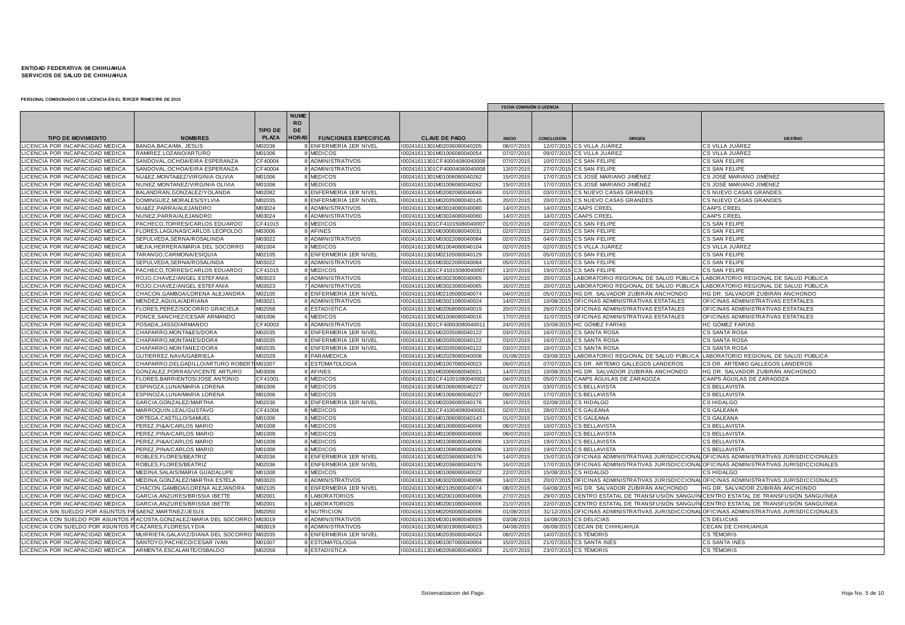**ENTIDAD FEDERATIVA: 08 CHIHUAHUA**
**SERVICIOS DE SALUD DE CHIHUAHUA**

**PERSONAL COMISIONADO O DE LICENCIA EN EL TERCER TRIMESTRE DE 2015**

| TIPO DE MOVIMIENTO | NOMBRES | TIPO DE PLAZA | NUMERO DE HORAS | FUNCIONES ESPECIFICAS | CLAVE DE PAGO | FECHA COMISIÓN O LICENCIA | | ORIGEN | DESTINO |
|---|---|---|---|---|---|---|---|---|---|
| | | | | | | INICIO | CONCLUSION | | |
| LICENCIA POR INCAPACIDAD MEDICA | BANDA,BACA/MA. JESUS | M02036 | 8 | ENFERMERIA 1ER NIVEL | I00241611301M02036080040205 | 08/07/2015 | 12/07/2015 | CS VILLA JUÁREZ | CS VILLA JUÁREZ |
| LICENCIA POR INCAPACIDAD MEDICA | RAMIREZ,LOZANO/ARTURO | M01006 | 8 | MEDICOS | I00241611301M01006080040054 | 07/07/2015 | 09/07/2015 | CS VILLA JUÁREZ | CS VILLA JUÁREZ |
| LICENCIA POR INCAPACIDAD MEDICA | SANDOVAL,OCHOA/EIRA ESPERANZA | CF40004 | 8 | ADMINISTRATIVOS | I00241611301CF40004080040008 | 07/07/2015 | 10/07/2015 | CS SAN FELIPE | CS SAN FELIPE |
| LICENCIA POR INCAPACIDAD MEDICA | SANDOVAL,OCHOA/EIRA ESPERANZA | CF40004 | 8 | ADMINISTRATIVOS | I00241611301CF40004080040008 | 13/07/2015 | 27/07/2015 | CS SAN FELIPE | CS SAN FELIPE |
| LICENCIA POR INCAPACIDAD MEDICA | NU&EZ,MONTA&EZ/VIRGINIA OLIVIA | M01006 | 8 | MEDICOS | I00241611301M01006080040262 | 15/07/2015 | 17/07/2015 | CS JOSÉ MARIANO JIMÉNEZ | CS JOSÉ MARIANO JIMÉNEZ |
| LICENCIA POR INCAPACIDAD MEDICA | NUNEZ,MONTANEZ/VIRGINIA OLIVIA | M01006 | 8 | MEDICOS | I00241611301M01006080040262 | 15/07/2015 | 17/07/2015 | CS JOSÉ MARIANO JIMÉNEZ | CS JOSÉ MARIANO JIMÉNEZ |
| LICENCIA POR INCAPACIDAD MEDICA | BALANDRAN,GONZALEZ/YOLANDA | M02082 | 8 | ENFERMERIA 1ER NIVEL | I00241611301M02082080040049 | 01/07/2015 | 03/07/2015 | CS NUEVO CASAS GRANDES | CS NUEVO CASAS GRANDES |
| LICENCIA POR INCAPACIDAD MEDICA | DOMINGUEZ,MORALES/SYLVIA | M02035 | 8 | ENFERMERIA 1ER NIVEL | I00241611301M02035080040145 | 20/07/2015 | 20/07/2015 | CS NUEVO CASAS GRANDES | CS NUEVO CASAS GRANDES |
| LICENCIA POR INCAPACIDAD MEDICA | NU&EZ,PARRA/ALEJANDRO | M03024 | 8 | ADMINISTRATIVOS | I00241611301M03024080040080 | 14/07/2015 | 14/07/2015 | CAAPS CREEL | CAAPS CREEL |
| LICENCIA POR INCAPACIDAD MEDICA | NUNEZ,PARRA/ALEJANDRO | M03024 | 8 | ADMINISTRATIVOS | I00241611301M03024080040080 | 14/07/2015 | 14/07/2015 | CAAPS CREEL | CAAPS CREEL |
| LICENCIA POR INCAPACIDAD MEDICA | PACHECO,TORRES/CARLOS EDUARDO | CF41015 | 8 | MEDICOS | I00241611301CF41015080040007 | 01/07/2015 | 02/07/2015 | CS SAN FELIPE | CS SAN FELIPE |
| LICENCIA POR INCAPACIDAD MEDICA | FLORES,LAGUNAS/CARLOS LEOPOLDO | M03006 | 8 | AFINES | I00241611301M03006080040031 | 02/07/2015 | 22/07/2015 | CS SAN FELIPE | CS SAN FELIPE |
| LICENCIA POR INCAPACIDAD MEDICA | SEPULVEDA,SERNA/ROSALINDA | M03022 | 8 | ADMINISTRATIVOS | I00241611301M03022080040084 | 02/07/2015 | 04/07/2015 | CS SAN FELIPE | CS SAN FELIPE |
| LICENCIA POR INCAPACIDAD MEDICA | MEJIA,HERRERA/MARIA DEL SOCORRO | M01004 | 8 | MEDICOS | I00241611301M01004080040104 | 02/07/2015 | 02/07/2015 | CS VILLA JUÁREZ | CS VILLA JUÁREZ |
| LICENCIA POR INCAPACIDAD MEDICA | TARANGO,CARMONA/ESIQUIA | M02105 | 8 | ENFERMERIA 1ER NIVEL | I00241611301M02105080040129 | 03/07/2015 | 05/07/2015 | CS SAN FELIPE | CS SAN FELIPE |
| LICENCIA POR INCAPACIDAD MEDICA | SEPULVEDA,SERNA/ROSALINDA | M03022 | 8 | ADMINISTRATIVOS | I00241611301M03022080040084 | 05/07/2015 | 11/07/2015 | CS SAN FELIPE | CS SAN FELIPE |
| LICENCIA POR INCAPACIDAD MEDICA | PACHECO,TORRES/CARLOS EDUARDO | CF41015 | 8 | MEDICOS | I00241611301CF41015080040007 | 13/07/2015 | 19/07/2015 | CS SAN FELIPE | CS SAN FELIPE |
| LICENCIA POR INCAPACIDAD MEDICA | ROJO,CHAVEZ/ANGEL ESTEFANIA | M03023 | 8 | ADMINISTRATIVOS | I00241611301M03023080040065 | 16/07/2015 | 20/07/2015 | LABORATORIO REGIONAL DE SALUD PÚBLICA | LABORATORIO REGIONAL DE SALUD PÚBLICA |
| LICENCIA POR INCAPACIDAD MEDICA | ROJO,CHAVEZ/ANGEL ESTEFANIA | M03023 | 7 | ADMINISTRATIVOS | I00241611301M03023080040065 | 16/07/2015 | 20/07/2015 | LABORATORIO REGIONAL DE SALUD PÚBLICA | LABORATORIO REGIONAL DE SALUD PÚBLICA |
| LICENCIA POR INCAPACIDAD MEDICA | CHACON,GAMBOA/LORENA ALEJANDRA | M02105 | 8 | ENFERMERIA 1ER NIVEL | I00241611301M02105080040074 | 04/07/2015 | 05/07/2015 | HG DR. SALVADOR ZUBIRÁN ANCHONDO | HG DR. SALVADOR ZUBIRÁN ANCHONDO |
| LICENCIA POR INCAPACIDAD MEDICA | MENDEZ,AGUILA/ADRIANA | M03021 | 8 | ADMINISTRATIVOS | I00241611301M03021080040024 | 14/07/2015 | 10/08/2015 | OFICINAS ADMINISTRATIVAS ESTATALES | OFICINAS ADMINISTRATIVAS ESTATALES |
| LICENCIA POR INCAPACIDAD MEDICA | FLORES,PEREZ/SOCORRO GRACIELA | M02058 | 8 | ESTADISTICA | I00241611301M02058080040019 | 20/07/2015 | 26/07/2015 | OFICINAS ADMINISTRATIVAS ESTATALES | OFICINAS ADMINISTRATIVAS ESTATALES |
| LICENCIA POR INCAPACIDAD MEDICA | PONCE,SANCHEZ/CESAR ARMANDO | M01006 | 6 | MEDICOS | I00241611301M01006080040016 | 17/07/2015 | 31/07/2015 | OFICINAS ADMINISTRATIVAS ESTATALES | OFICINAS ADMINISTRATIVAS ESTATALES |
| LICENCIA POR INCAPACIDAD MEDICA | POSADA,JASSO/ARMANDO | CF40003 | 8 | ADMINISTRATIVOS | I00241611301CF40003080040011 | 24/07/2015 | 15/08/2015 | HC GÓMEZ FARÍAS | HC GÓMEZ FARÍAS |
| LICENCIA POR INCAPACIDAD MEDICA | CHAPARRO,MONTA&ES/DORA | M02035 | 8 | ENFERMERIA 1ER NIVEL | I00241611301M02035080040122 | 03/07/2015 | 16/07/2015 | CS SANTA ROSA | CS SANTA ROSA |
| LICENCIA POR INCAPACIDAD MEDICA | CHAPARRO,MONTANES/DORA | M02035 | 8 | ENFERMERIA 1ER NIVEL | I00241611301M02035080040122 | 03/07/2015 | 16/07/2015 | CS SANTA ROSA | CS SANTA ROSA |
| LICENCIA POR INCAPACIDAD MEDICA | CHAPARRO,MONTANEZ/DORA | M02035 | 8 | ENFERMERIA 1ER NIVEL | I00241611301M02035080040122 | 03/07/2015 | 16/07/2015 | CS SANTA ROSA | CS SANTA ROSA |
| LICENCIA POR INCAPACIDAD MEDICA | GUTIERREZ,NAVA/GABRIELA | M02029 | 8 | PARAMEDICA | I00241611301M02029080040008 | 01/08/2015 | 03/08/2015 | LABORATORIO REGIONAL DE SALUD PÚBLICA | LABORATORIO REGIONAL DE SALUD PÚBLICA |
| LICENCIA POR INCAPACIDAD MEDICA | CHAPARRO,DELGADILLO/ARTURO ROBERTO | M01007 | 8 | ESTOMATOLOGIA | I00241611301M01007080040023 | 06/07/2015 | 07/07/2015 | CS DR. ARTEMIO GALLEGOS LANDEROS | CS DR. ARTEMIO GALLEGOS LANDEROS |
| LICENCIA POR INCAPACIDAD MEDICA | GONZALEZ,PORRAS/VICENTE ARTURO | M03006 | 8 | AFINES | I00241611301M03006080040021 | 14/07/2015 | 10/08/2015 | HG DR. SALVADOR ZUBIRÁN ANCHONDO | HG DR. SALVADOR ZUBIRÁN ANCHONDO |
| LICENCIA POR INCAPACIDAD MEDICA | FLORES,BARRIENTOS/JOSE ANTONIO | CF41001 | 8 | MEDICOS | I00241611301CF41001080040002 | 04/07/2015 | 05/07/2015 | CAAPS ÁGUILAS DE ZARAGOZA | CAAPS ÁGUILAS DE ZARAGOZA |
| LICENCIA POR INCAPACIDAD MEDICA | ESPINOZA,LUNA/MARIA LORENA | M01006 | 8 | MEDICOS | I00241611301M01006080040227 | 01/07/2015 | 03/07/2015 | CS BELLAVISTA | CS BELLAVISTA |
| LICENCIA POR INCAPACIDAD MEDICA | ESPINOZA,LUNA/MARIA LORENA | M01006 | 8 | MEDICOS | I00241611301M01006080040227 | 09/07/2015 | 17/07/2015 | CS BELLAVISTA | CS BELLAVISTA |
| LICENCIA POR INCAPACIDAD MEDICA | GARCIA,GONZALEZ/MARTHA | M02036 | 8 | ENFERMERIA 1ER NIVEL | I00241611301M02036080040176 | 16/07/2015 | 02/08/2015 | CS HIDALGO | CS HIDALGO |
| LICENCIA POR INCAPACIDAD MEDICA | MARROQUIN,LEAL/GUSTAVO | CF41004 | 8 | MEDICOS | I00241611301CF41004080040001 | 02/07/2015 | 28/07/2015 | CS GALEANA | CS GALEANA |
| LICENCIA POR INCAPACIDAD MEDICA | ORTEGA,CASTILLO/SAMUEL | M01006 | 8 | MEDICOS | I00241611301M01006080040143 | 01/07/2015 | 15/07/2015 | CS GALEANA | CS GALEANA |
| LICENCIA POR INCAPACIDAD MEDICA | PEREZ,PI&A/CARLOS MARIO | M01008 | 8 | MEDICOS | I00241611301M01008080040006 | 08/07/2015 | 10/07/2015 | CS BELLAVISTA | CS BELLAVISTA |
| LICENCIA POR INCAPACIDAD MEDICA | PEREZ,PINA/CARLOS MARIO | M01008 | 8 | MEDICOS | I00241611301M01008080040006 | 08/07/2015 | 10/07/2015 | CS BELLAVISTA | CS BELLAVISTA |
| LICENCIA POR INCAPACIDAD MEDICA | PEREZ,PI&A/CARLOS MARIO | M01008 | 8 | MEDICOS | I00241611301M01008080040006 | 13/07/2015 | 19/07/2015 | CS BELLAVISTA | CS BELLAVISTA |
| LICENCIA POR INCAPACIDAD MEDICA | PEREZ,PINA/CARLOS MARIO | M01008 | 8 | MEDICOS | I00241611301M01008080040006 | 13/07/2015 | 19/07/2015 | CS BELLAVISTA | CS BELLAVISTA |
| LICENCIA POR INCAPACIDAD MEDICA | ROBLES,FLORES/BEATRIZ | M02036 | 8 | ENFERMERIA 1ER NIVEL | I00241611301M02036080040376 | 14/07/2015 | 15/07/2015 | OFICINAS ADMINISTRATIVAS JURISDICCIONALES | OFICINAS ADMINISTRATIVAS JURISDICCIONALES |
| LICENCIA POR INCAPACIDAD MEDICA | ROBLES,FLORES/BEATRIZ | M02036 | 8 | ENFERMERIA 1ER NIVEL | I00241611301M02036080040376 | 16/07/2015 | 17/07/2015 | OFICINAS ADMINISTRATIVAS JURISDICCIONALES | OFICINAS ADMINISTRATIVAS JURISDICCIONALES |
| LICENCIA POR INCAPACIDAD MEDICA | MEDINA,GONZALEZ/MARTHA ESTELA | M03020 | 8 | ADMINISTRATIVOS | I00241611301M03020080040098 | 14/07/2015 | 20/07/2015 | OFICINAS ADMINISTRATIVAS JURISDICCIONALES | OFICINAS ADMINISTRATIVAS JURISDICCIONALES |
| LICENCIA POR INCAPACIDAD MEDICA | CHACON,GAMBOA/LORENA ALEJANDRA | M02105 | 8 | ENFERMERIA 1ER NIVEL | I00241611301M02105080040074 | 08/07/2015 | 04/08/2015 | HG DR. SALVADOR ZUBIRÁN ANCHONDO | HG DR. SALVADOR ZUBIRÁN ANCHONDO |
| LICENCIA POR INCAPACIDAD MEDICA | GARCIA,ANZURES/BRISSIA IBETTE | M02001 | 8 | LABORATORIOS | I00241611301M02001080040006 | 27/07/2015 | 29/07/2015 | CENTRO ESTATAL DE TRANSFUSIÓN SANGUÍNEA | CENTRO ESTATAL DE TRANSFUSIÓN SANGUÍNEA |
| LICENCIA POR INCAPACIDAD MEDICA | GARCIA,ANZURES/BRISSIA IBETTE | M02001 | 8 | LABORATORIOS | I00241611301M02001080040006 | 21/07/2015 | 22/07/2015 | CENTRO ESTATAL DE TRANSFUSIÓN SANGUÍNEA | CENTRO ESTATAL DE TRANSFUSIÓN SANGUÍNEA |
| LICENCIA POR INCAPACIDAD MEDICA | MEDINA,SALAIS/MARIA GUADALUPE | M01008 | 8 | MEDICOS | I00241611301M01008080040022 | 22/07/2015 | 15/08/2015 | CS HIDALGO | CS HIDALGO |
| LICENCIA SIN SUELDO POR ASUNTOS PA | SAENZ,MARTINEZ/JESUS | M02050 | 8 | NUTRICION | I00241611301M02050080040006 | 01/08/2015 | 31/12/2015 | OFICINAS ADMINISTRATIVAS JURISDICCIONALES | OFICINAS ADMINISTRATIVAS JURISDICCIONALES |
| LICENCIA CON SUELDO POR ASUNTOS P | ACOSTA,GONZALEZ/MARIA DEL SOCORRO | M03019 | 8 | ADMINISTRATIVOS | I00241611301M03019080040009 | 03/08/2015 | 14/08/2015 | CS DELICIAS | CS DELICIAS |
| LICENCIA CON SUELDO POR ASUNTOS P | CAZARES,FLORES/LYDIA | M03019 | 8 | ADMINISTRATIVOS | I00241611301M03019080040023 | 04/08/2015 | 06/08/2015 | CECAN DE CHIHUAHUA | CECAN DE CHIHUAHUA |
| LICENCIA POR INCAPACIDAD MEDICA | MURRIETA,GALAVIZ/DIANA DEL SOCORRO | M02035 | 8 | ENFERMERIA 1ER NIVEL | I00241611301M02035080040024 | 08/07/2015 | 14/07/2015 | CS TÉMORIS | CS TÉMORIS |
| LICENCIA POR INCAPACIDAD MEDICA | SANTOYO,PACHECO/CESAR IVAN | M01007 | 8 | ESTOMATOLOGIA | I00241611301M01007080040004 | 15/07/2015 | 21/07/2015 | CS SANTA INÉS | CS SANTA INÉS |
| LICENCIA POR INCAPACIDAD MEDICA | ARMENTA,ESCALANTE/OSBALDO | M02058 | 8 | ESTADISTICA | I00241611301M02058080040003 | 21/07/2015 | 23/07/2015 | CS TÉMORIS | CS TÉMORIS |

Sistematizacion del Pago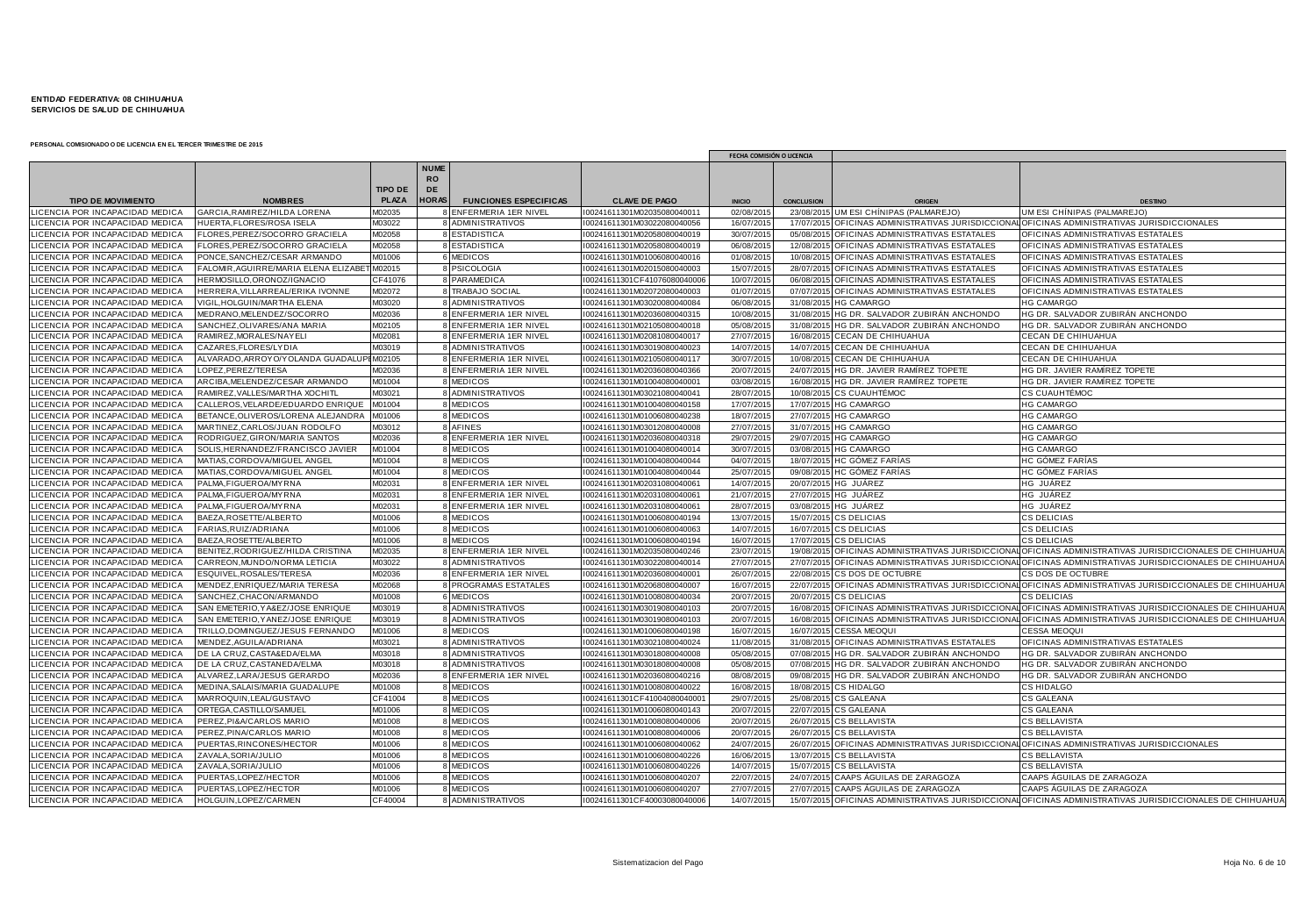**ENTIDAD FEDERATIVA: 08 CHIHUAHUA**
**SERVICIOS DE SALUD DE CHIHUAHUA**

**PERSONAL COMISIONADO O DE LICENCIA EN EL TERCER TRIMESTRE DE 2015**

| TIPO DE MOVIMIENTO | NOMBRES | TIPO DE PLAZA | NUMERO DE HORAS | FUNCIONES ESPECIFICAS | CLAVE DE PAGO | FECHA COMISIÓN O LICENCIA | | ORIGEN | DESTINO |
|---|---|---|---|---|---|---|---|---|---|
| | | | | | | INICIO | CONCLUSION | | |
| LICENCIA POR INCAPACIDAD MEDICA | GARCIA,RAMIREZ/HILDA LORENA | M02035 | 8 | ENFERMERIA 1ER NIVEL | I00241611301M02035080040011 | 02/08/2015 | 23/08/2015 | UM ESI CHÍNIPAS (PALMAREJO) | UM ESI CHÍNIPAS (PALMAREJO) |
| LICENCIA POR INCAPACIDAD MEDICA | HUERTA,FLORES/ROSA ISELA | M03022 | 8 | ADMINISTRATIVOS | I00241611301M03022080040056 | 16/07/2015 | 17/07/2015 | OFICINAS ADMINISTRATIVAS JURISDICCIONALES | OFICINAS ADMINISTRATIVAS JURISDICCIONALES |
| LICENCIA POR INCAPACIDAD MEDICA | FLORES,PEREZ/SOCORRO GRACIELA | M02058 | 8 | ESTADISTICA | I00241611301M02058080040019 | 30/07/2015 | 05/08/2015 | OFICINAS ADMINISTRATIVAS ESTATALES | OFICINAS ADMINISTRATIVAS ESTATALES |
| LICENCIA POR INCAPACIDAD MEDICA | FLORES,PEREZ/SOCORRO GRACIELA | M02058 | 8 | ESTADISTICA | I00241611301M02058080040019 | 06/08/2015 | 12/08/2015 | OFICINAS ADMINISTRATIVAS ESTATALES | OFICINAS ADMINISTRATIVAS ESTATALES |
| LICENCIA POR INCAPACIDAD MEDICA | PONCE,SANCHEZ/CESAR ARMANDO | M01006 | 6 | MEDICOS | I00241611301M01006080040016 | 01/08/2015 | 10/08/2015 | OFICINAS ADMINISTRATIVAS ESTATALES | OFICINAS ADMINISTRATIVAS ESTATALES |
| LICENCIA POR INCAPACIDAD MEDICA | FALOMIR,AGUIRRE/MARIA ELENA ELIZABETH | M02015 | 8 | PSICOLOGIA | I00241611301M02015080040003 | 15/07/2015 | 28/07/2015 | OFICINAS ADMINISTRATIVAS ESTATALES | OFICINAS ADMINISTRATIVAS ESTATALES |
| LICENCIA POR INCAPACIDAD MEDICA | HERMOSILLO,ORONOZ/IGNACIO | CF41076 | 8 | PARAMEDICA | I00241611301CF41076080040006 | 10/07/2015 | 06/08/2015 | OFICINAS ADMINISTRATIVAS ESTATALES | OFICINAS ADMINISTRATIVAS ESTATALES |
| LICENCIA POR INCAPACIDAD MEDICA | HERRERA,VILLARREAL/ERIKA IVONNE | M02072 | 8 | TRABAJO SOCIAL | I00241611301M02072080040003 | 01/07/2015 | 07/07/2015 | OFICINAS ADMINISTRATIVAS ESTATALES | OFICINAS ADMINISTRATIVAS ESTATALES |
| LICENCIA POR INCAPACIDAD MEDICA | VIGIL,HOLGUIN/MARTHA ELENA | M03020 | 8 | ADMINISTRATIVOS | I00241611301M03020080040084 | 06/08/2015 | 31/08/2015 | HG CAMARGO | HG CAMARGO |
| LICENCIA POR INCAPACIDAD MEDICA | MEDRANO,MELENDEZ/SOCORRO | M02036 | 8 | ENFERMERIA 1ER NIVEL | I00241611301M02036080040315 | 10/08/2015 | 31/08/2015 | HG DR. SALVADOR ZUBIRÁN ANCHONDO | HG DR. SALVADOR ZUBIRÁN ANCHONDO |
| LICENCIA POR INCAPACIDAD MEDICA | SANCHEZ,OLIVARES/ANA MARIA | M02105 | 8 | ENFERMERIA 1ER NIVEL | I00241611301M02105080040018 | 05/08/2015 | 31/08/2015 | HG DR. SALVADOR ZUBIRÁN ANCHONDO | HG DR. SALVADOR ZUBIRÁN ANCHONDO |
| LICENCIA POR INCAPACIDAD MEDICA | RAMIREZ,MORALES/NAYELI | M02081 | 8 | ENFERMERIA 1ER NIVEL | I00241611301M02081080040017 | 27/07/2015 | 16/08/2015 | CECAN DE CHIHUAHUA | CECAN DE CHIHUAHUA |
| LICENCIA POR INCAPACIDAD MEDICA | CAZARES,FLORES/LYDIA | M03019 | 8 | ADMINISTRATIVOS | I00241611301M03019080040023 | 14/07/2015 | 14/07/2015 | CECAN DE CHIHUAHUA | CECAN DE CHIHUAHUA |
| LICENCIA POR INCAPACIDAD MEDICA | ALVARADO,ARROYO/YOLANDA GUADALUPE | M02105 | 8 | ENFERMERIA 1ER NIVEL | I00241611301M02105080040117 | 30/07/2015 | 10/08/2015 | CECAN DE CHIHUAHUA | CECAN DE CHIHUAHUA |
| LICENCIA POR INCAPACIDAD MEDICA | LOPEZ,PEREZ/TERESA | M02036 | 8 | ENFERMERIA 1ER NIVEL | I00241611301M02036080040366 | 20/07/2015 | 24/07/2015 | HG DR. JAVIER RAMÍREZ TOPETE | HG DR. JAVIER RAMÍREZ TOPETE |
| LICENCIA POR INCAPACIDAD MEDICA | ARCIBA,MELENDEZ/CESAR ARMANDO | M01004 | 8 | MEDICOS | I00241611301M01004080040001 | 03/08/2015 | 16/08/2015 | HG DR. JAVIER RAMÍREZ TOPETE | HG DR. JAVIER RAMÍREZ TOPETE |
| LICENCIA POR INCAPACIDAD MEDICA | RAMIREZ,VALLES/MARTHA XOCHITL | M03021 | 8 | ADMINISTRATIVOS | I00241611301M03021080040041 | 28/07/2015 | 10/08/2015 | CS CUAUHTÉMOC | CS CUAUHTÉMOC |
| LICENCIA POR INCAPACIDAD MEDICA | CALLEROS,VELARDE/EDUARDO ENRIQUE | M01004 | 8 | MEDICOS | I00241611301M01004080040158 | 17/07/2015 | 17/07/2015 | HG CAMARGO | HG CAMARGO |
| LICENCIA POR INCAPACIDAD MEDICA | BETANCE,OLIVEROS/LORENA ALEJANDRA | M01006 | 8 | MEDICOS | I00241611301M01006080040238 | 18/07/2015 | 27/07/2015 | HG CAMARGO | HG CAMARGO |
| LICENCIA POR INCAPACIDAD MEDICA | MARTINEZ,CARLOS/JUAN RODOLFO | M03012 | 8 | AFINES | I00241611301M03012080040008 | 27/07/2015 | 31/07/2015 | HG CAMARGO | HG CAMARGO |
| LICENCIA POR INCAPACIDAD MEDICA | RODRIGUEZ,GIRON/MARIA SANTOS | M02036 | 8 | ENFERMERIA 1ER NIVEL | I00241611301M02036080040318 | 29/07/2015 | 29/07/2015 | HG CAMARGO | HG CAMARGO |
| LICENCIA POR INCAPACIDAD MEDICA | SOLIS,HERNANDEZ/FRANCISCO JAVIER | M01004 | 8 | MEDICOS | I00241611301M01004080040014 | 30/07/2015 | 03/08/2015 | HG CAMARGO | HG CAMARGO |
| LICENCIA POR INCAPACIDAD MEDICA | MATIAS,CORDOVA/MIGUEL ANGEL | M01004 | 8 | MEDICOS | I00241611301M01004080040044 | 04/07/2015 | 18/07/2015 | HC GÓMEZ FARÍAS | HC GÓMEZ FARÍAS |
| LICENCIA POR INCAPACIDAD MEDICA | MATIAS,CORDOVA/MIGUEL ANGEL | M01004 | 8 | MEDICOS | I00241611301M01004080040044 | 25/07/2015 | 09/08/2015 | HC GÓMEZ FARÍAS | HC GÓMEZ FARÍAS |
| LICENCIA POR INCAPACIDAD MEDICA | PALMA,FIGUEROA/MYRNA | M02031 | 8 | ENFERMERIA 1ER NIVEL | I00241611301M02031080040061 | 14/07/2015 | 20/07/2015 | HG JUÁREZ | HG JUÁREZ |
| LICENCIA POR INCAPACIDAD MEDICA | PALMA,FIGUEROA/MYRNA | M02031 | 8 | ENFERMERIA 1ER NIVEL | I00241611301M02031080040061 | 21/07/2015 | 27/07/2015 | HG JUÁREZ | HG JUÁREZ |
| LICENCIA POR INCAPACIDAD MEDICA | PALMA,FIGUEROA/MYRNA | M02031 | 8 | ENFERMERIA 1ER NIVEL | I00241611301M02031080040061 | 28/07/2015 | 03/08/2015 | HG JUÁREZ | HG JUÁREZ |
| LICENCIA POR INCAPACIDAD MEDICA | BAEZA,ROSETTE/ALBERTO | M01006 | 8 | MEDICOS | I00241611301M01006080040194 | 13/07/2015 | 15/07/2015 | CS DELICIAS | CS DELICIAS |
| LICENCIA POR INCAPACIDAD MEDICA | FARIAS,RUIZ/ADRIANA | M01006 | 8 | MEDICOS | I00241611301M01006080040063 | 14/07/2015 | 16/07/2015 | CS DELICIAS | CS DELICIAS |
| LICENCIA POR INCAPACIDAD MEDICA | BAEZA,ROSETTE/ALBERTO | M01006 | 8 | MEDICOS | I00241611301M01006080040194 | 16/07/2015 | 17/07/2015 | CS DELICIAS | CS DELICIAS |
| LICENCIA POR INCAPACIDAD MEDICA | BENITEZ,RODRIGUEZ/HILDA CRISTINA | M02035 | 8 | ENFERMERIA 1ER NIVEL | I00241611301M02035080040246 | 23/07/2015 | 19/08/2015 | OFICINAS ADMINISTRATIVAS JURISDICCIONALES DE CHIHUAHUA | OFICINAS ADMINISTRATIVAS JURISDICCIONALES DE CHIHUAHUA |
| LICENCIA POR INCAPACIDAD MEDICA | CARREON,MUNDO/NORMA LETICIA | M03022 | 8 | ADMINISTRATIVOS | I00241611301M03022080040014 | 27/07/2015 | 27/07/2015 | OFICINAS ADMINISTRATIVAS JURISDICCIONALES DE CHIHUAHUA | OFICINAS ADMINISTRATIVAS JURISDICCIONALES DE CHIHUAHUA |
| LICENCIA POR INCAPACIDAD MEDICA | ESQUIVEL,ROSALES/TERESA | M02036 | 8 | ENFERMERIA 1ER NIVEL | I00241611301M02036080040001 | 26/07/2015 | 22/08/2015 | CS DOS DE OCTUBRE | CS DOS DE OCTUBRE |
| LICENCIA POR INCAPACIDAD MEDICA | MENDEZ,ENRIQUEZ/MARIA TERESA | M02068 | 8 | PROGRAMAS ESTATALES | I00241611301M02068080040007 | 16/07/2015 | 22/07/2015 | OFICINAS ADMINISTRATIVAS JURISDICCIONALES DE CHIHUAHUA | OFICINAS ADMINISTRATIVAS JURISDICCIONALES DE CHIHUAHUA |
| LICENCIA POR INCAPACIDAD MEDICA | SANCHEZ,CHACON/ARMANDO | M01008 | 6 | MEDICOS | I00241611301M01008080040034 | 20/07/2015 | 20/07/2015 | CS DELICIAS | CS DELICIAS |
| LICENCIA POR INCAPACIDAD MEDICA | SAN EMETERIO,YA&EZ/JOSE ENRIQUE | M03019 | 8 | ADMINISTRATIVOS | I00241611301M03019080040103 | 20/07/2015 | 16/08/2015 | OFICINAS ADMINISTRATIVAS JURISDICCIONALES DE CHIHUAHUA | OFICINAS ADMINISTRATIVAS JURISDICCIONALES DE CHIHUAHUA |
| LICENCIA POR INCAPACIDAD MEDICA | SAN EMETERIO,YANEZ/JOSE ENRIQUE | M03019 | 8 | ADMINISTRATIVOS | I00241611301M03019080040103 | 20/07/2015 | 16/08/2015 | OFICINAS ADMINISTRATIVAS JURISDICCIONALES DE CHIHUAHUA | OFICINAS ADMINISTRATIVAS JURISDICCIONALES DE CHIHUAHUA |
| LICENCIA POR INCAPACIDAD MEDICA | TRILLO,DOMINGUEZ/JESUS FERNANDO | M01006 | 8 | MEDICOS | I00241611301M01006080040198 | 16/07/2015 | 16/07/2015 | CESSA MEOQUI | CESSA MEOQUI |
| LICENCIA POR INCAPACIDAD MEDICA | MENDEZ,AGUILA/ADRIANA | M03021 | 8 | ADMINISTRATIVOS | I00241611301M03021080040024 | 11/08/2015 | 31/08/2015 | OFICINAS ADMINISTRATIVAS ESTATALES | OFICINAS ADMINISTRATIVAS ESTATALES |
| LICENCIA POR INCAPACIDAD MEDICA | DE LA CRUZ,CASTA&EDA/ELMA | M03018 | 8 | ADMINISTRATIVOS | I00241611301M03018080040008 | 05/08/2015 | 07/08/2015 | HG DR. SALVADOR ZUBIRÁN ANCHONDO | HG DR. SALVADOR ZUBIRÁN ANCHONDO |
| LICENCIA POR INCAPACIDAD MEDICA | DE LA CRUZ,CASTANEDA/ELMA | M03018 | 8 | ADMINISTRATIVOS | I00241611301M03018080040008 | 05/08/2015 | 07/08/2015 | HG DR. SALVADOR ZUBIRÁN ANCHONDO | HG DR. SALVADOR ZUBIRÁN ANCHONDO |
| LICENCIA POR INCAPACIDAD MEDICA | ALVAREZ,LARA/JESUS GERARDO | M02036 | 8 | ENFERMERIA 1ER NIVEL | I00241611301M02036080040216 | 08/08/2015 | 09/08/2015 | HG DR. SALVADOR ZUBIRÁN ANCHONDO | HG DR. SALVADOR ZUBIRÁN ANCHONDO |
| LICENCIA POR INCAPACIDAD MEDICA | MEDINA,SALAIS/MARIA GUADALUPE | M01008 | 8 | MEDICOS | I00241611301M01008080040022 | 16/08/2015 | 18/08/2015 | CS HIDALGO | CS HIDALGO |
| LICENCIA POR INCAPACIDAD MEDICA | MARROQUIN,LEAL/GUSTAVO | CF41004 | 8 | MEDICOS | I00241611301CF41004080040001 | 29/07/2015 | 25/08/2015 | CS GALEANA | CS GALEANA |
| LICENCIA POR INCAPACIDAD MEDICA | ORTEGA,CASTILLO/SAMUEL | M01006 | 8 | MEDICOS | I00241611301M01006080040143 | 20/07/2015 | 22/07/2015 | CS GALEANA | CS GALEANA |
| LICENCIA POR INCAPACIDAD MEDICA | PEREZ,PI&A/CARLOS MARIO | M01008 | 8 | MEDICOS | I00241611301M01008080040006 | 20/07/2015 | 26/07/2015 | CS BELLAVISTA | CS BELLAVISTA |
| LICENCIA POR INCAPACIDAD MEDICA | PEREZ,PINA/CARLOS MARIO | M01008 | 8 | MEDICOS | I00241611301M01008080040006 | 20/07/2015 | 26/07/2015 | CS BELLAVISTA | CS BELLAVISTA |
| LICENCIA POR INCAPACIDAD MEDICA | PUERTAS,RINCONES/HECTOR | M01006 | 8 | MEDICOS | I00241611301M01006080040062 | 24/07/2015 | 26/07/2015 | OFICINAS ADMINISTRATIVAS JURISDICCIONALES | OFICINAS ADMINISTRATIVAS JURISDICCIONALES |
| LICENCIA POR INCAPACIDAD MEDICA | ZAVALA,SORIA/JULIO | M01006 | 8 | MEDICOS | I00241611301M01006080040226 | 16/06/2015 | 13/07/2015 | CS BELLAVISTA | CS BELLAVISTA |
| LICENCIA POR INCAPACIDAD MEDICA | ZAVALA,SORIA/JULIO | M01006 | 8 | MEDICOS | I00241611301M01006080040226 | 14/07/2015 | 15/07/2015 | CS BELLAVISTA | CS BELLAVISTA |
| LICENCIA POR INCAPACIDAD MEDICA | PUERTAS,LOPEZ/HECTOR | M01006 | 8 | MEDICOS | I00241611301M01006080040207 | 22/07/2015 | 24/07/2015 | CAAPS ÁGUILAS DE ZARAGOZA | CAAPS ÁGUILAS DE ZARAGOZA |
| LICENCIA POR INCAPACIDAD MEDICA | PUERTAS,LOPEZ/HECTOR | M01006 | 8 | MEDICOS | I00241611301M01006080040207 | 27/07/2015 | 27/07/2015 | CAAPS ÁGUILAS DE ZARAGOZA | CAAPS ÁGUILAS DE ZARAGOZA |
| LICENCIA POR INCAPACIDAD MEDICA | HOLGUIN,LOPEZ/CARMEN | CF40004 | 8 | ADMINISTRATIVOS | I00241611301CF40003080040006 | 14/07/2015 | 15/07/2015 | OFICINAS ADMINISTRATIVAS JURISDICCIONALES DE CHIHUAHUA | OFICINAS ADMINISTRATIVAS JURISDICCIONALES DE CHIHUAHUA |

Sistematizacion del Pago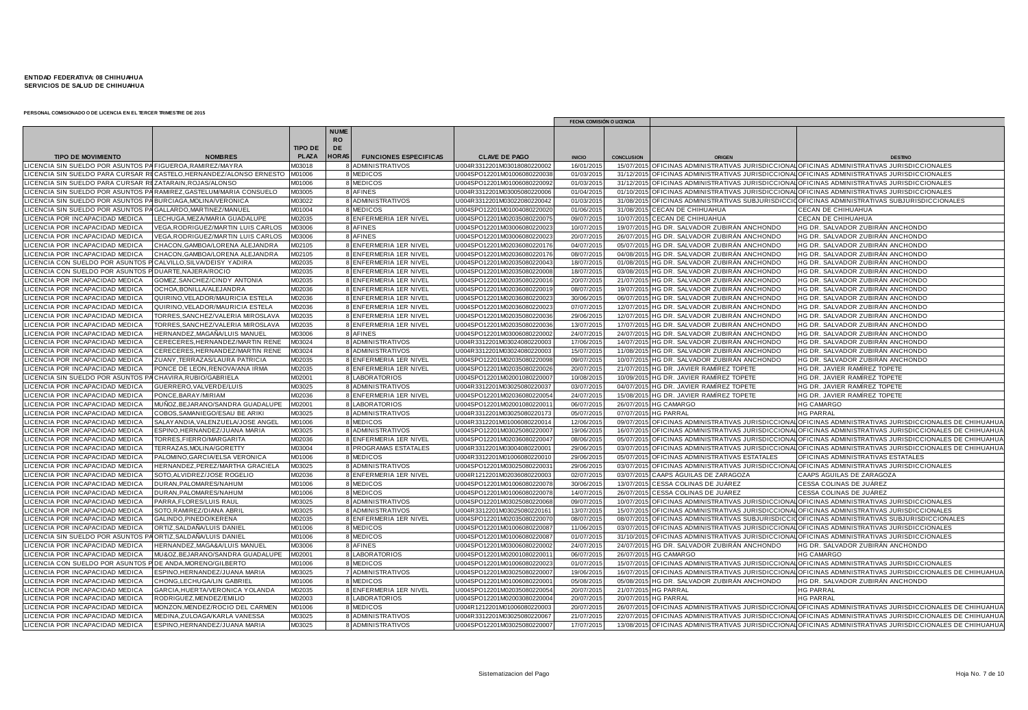**ENTIDAD FEDERATIVA: 08 CHIHUAHUA**
**SERVICIOS DE SALUD DE CHIHUAHUA**

**PERSONAL COMISIONADO O DE LICENCIA EN EL TERCER TRIMESTRE DE 2015**

| TIPO DE MOVIMIENTO | NOMBRES | TIPO DE PLAZA | NUMERO DE HORAS | FUNCIONES ESPECIFICAS | CLAVE DE PAGO | FECHA COMISIÓN O LICENCIA | | ORIGEN | DESTINO |
|---|---|---|---|---|---|---|---|---|---|
| | | | | | | INICIO | CONCLUSION | | |
| LICENCIA SIN SUELDO POR ASUNTOS PA | FIGUEROA,RAMIREZ/MAYRA | M03018 | 8 | ADMINISTRATIVOS | U004R3312201M03018080220002 | 16/01/2015 | 15/07/2015 | OFICINAS ADMINISTRATIVAS JURISDICCIONAL | OFICINAS ADMINISTRATIVAS JURISDICCIONALES |
| LICENCIA SIN SUELDO PARA CURSAR RE | CASTELO,HERNANDEZ/ALONSO ERNESTO | M01006 | 8 | MEDICOS | U004SPO12201M01006080220038 | 01/03/2015 | 31/12/2015 | OFICINAS ADMINISTRATIVAS JURISDICCIONAL | OFICINAS ADMINISTRATIVAS JURISDICCIONALES |
| LICENCIA SIN SUELDO PARA CURSAR RE | ZATARAIN,ROJAS/ALONSO | M01006 | 8 | MEDICOS | U004SPO12201M01006080220092 | 01/03/2015 | 31/12/2015 | OFICINAS ADMINISTRATIVAS JURISDICCIONAL | OFICINAS ADMINISTRATIVAS JURISDICCIONALES |
| LICENCIA SIN SUELDO POR ASUNTOS PA | RAMIREZ,GASTELUM/MARIA CONSUELO | M03005 | 8 | AFINES | U004R3312201M03005080220006 | 01/04/2015 | 01/10/2015 | OFICINAS ADMINISTRATIVAS JURISDICCIONAL | OFICINAS ADMINISTRATIVAS JURISDICCIONALES |
| LICENCIA SIN SUELDO POR ASUNTOS PA | BURCIAGA,MOLINA/VERONICA | M03022 | 8 | ADMINISTRATIVOS | U004R3312201M03022080220042 | 01/03/2015 | 31/08/2015 | OFICINAS ADMINISTRATIVAS SUBJURISDICCIO | OFICINAS ADMINISTRATIVAS SUBJURISDICCIONALES |
| LICENCIA SIN SUELDO POR ASUNTOS PA | GALLARDO,MARTINEZ/MANUEL | M01004 | 8 | MEDICOS | U004SPO12201M01004080220020 | 01/06/2015 | 31/08/2015 | CECAN DE CHIHUAHUA | CECAN DE CHIHUAHUA |
| LICENCIA POR INCAPACIDAD MEDICA | LECHUGA,MEZA/MARIA GUADALUPE | M02035 | 8 | ENFERMERIA 1ER NIVEL | U004SPO12201M02035080220075 | 09/07/2015 | 10/07/2015 | CECAN DE CHIHUAHUA | CECAN DE CHIHUAHUA |
| LICENCIA POR INCAPACIDAD MEDICA | VEGA,RODRIGUEZ/MARTIN LUIS CARLOS | M03006 | 8 | AFINES | U004SPO12201M03006080220023 | 10/07/2015 | 19/07/2015 | HG DR. SALVADOR ZUBIRÁN ANCHONDO | HG DR. SALVADOR ZUBIRÁN ANCHONDO |
| LICENCIA POR INCAPACIDAD MEDICA | VEGA,RODRIGUEZ/MARTIN LUIS CARLOS | M03006 | 8 | AFINES | U004SPO12201M03006080220023 | 20/07/2015 | 26/07/2015 | HG DR. SALVADOR ZUBIRÁN ANCHONDO | HG DR. SALVADOR ZUBIRÁN ANCHONDO |
| LICENCIA POR INCAPACIDAD MEDICA | CHACON,GAMBOA/LORENA ALEJANDRA | M02105 | 8 | ENFERMERIA 1ER NIVEL | U004SPO12201M02036080220176 | 04/07/2015 | 05/07/2015 | HG DR. SALVADOR ZUBIRÁN ANCHONDO | HG DR. SALVADOR ZUBIRÁN ANCHONDO |
| LICENCIA POR INCAPACIDAD MEDICA | CHACON,GAMBOA/LORENA ALEJANDRA | M02105 | 8 | ENFERMERIA 1ER NIVEL | U004SPO12201M02036080220176 | 08/07/2015 | 04/08/2015 | HG DR. SALVADOR ZUBIRÁN ANCHONDO | HG DR. SALVADOR ZUBIRÁN ANCHONDO |
| LICENCIA CON SUELDO POR ASUNTOS P | CALVILLO,SILVA/DEISY YADIRA | M02035 | 8 | ENFERMERIA 1ER NIVEL | U004SPO12201M02035080220043 | 18/07/2015 | 01/08/2015 | HG DR. SALVADOR ZUBIRÁN ANCHONDO | HG DR. SALVADOR ZUBIRÁN ANCHONDO |
| LICENCIA CON SUELDO POR ASUNTOS P | DUARTE,NAJERA/ROCIO | M02035 | 8 | ENFERMERIA 1ER NIVEL | U004SPO12201M02035080220008 | 18/07/2015 | 03/08/2015 | HG DR. SALVADOR ZUBIRÁN ANCHONDO | HG DR. SALVADOR ZUBIRÁN ANCHONDO |
| LICENCIA POR INCAPACIDAD MEDICA | GOMEZ,SANCHEZ/CINDY ANTONIA | M02035 | 8 | ENFERMERIA 1ER NIVEL | U004SPO12201M02035080220016 | 20/07/2015 | 21/07/2015 | HG DR. SALVADOR ZUBIRÁN ANCHONDO | HG DR. SALVADOR ZUBIRÁN ANCHONDO |
| LICENCIA POR INCAPACIDAD MEDICA | OCHOA,BONILLA/ALEJANDRA | M02036 | 8 | ENFERMERIA 1ER NIVEL | U004SPO12201M02036080220019 | 08/07/2015 | 19/07/2015 | HG DR. SALVADOR ZUBIRÁN ANCHONDO | HG DR. SALVADOR ZUBIRÁN ANCHONDO |
| LICENCIA POR INCAPACIDAD MEDICA | QUIRINO,VELADOR/MAURICIA ESTELA | M02036 | 8 | ENFERMERIA 1ER NIVEL | U004SPO12201M02036080220023 | 30/06/2015 | 06/07/2015 | HG DR. SALVADOR ZUBIRÁN ANCHONDO | HG DR. SALVADOR ZUBIRÁN ANCHONDO |
| LICENCIA POR INCAPACIDAD MEDICA | QUIRINO,VELADOR/MAURICIA ESTELA | M02036 | 8 | ENFERMERIA 1ER NIVEL | U004SPO12201M02036080220023 | 07/07/2015 | 12/07/2015 | HG DR. SALVADOR ZUBIRÁN ANCHONDO | HG DR. SALVADOR ZUBIRÁN ANCHONDO |
| LICENCIA POR INCAPACIDAD MEDICA | TORRES,SANCHEZ/VALERIA MIROSLAVA | M02035 | 8 | ENFERMERIA 1ER NIVEL | U004SPO12201M02035080220036 | 29/06/2015 | 12/07/2015 | HG DR. SALVADOR ZUBIRÁN ANCHONDO | HG DR. SALVADOR ZUBIRÁN ANCHONDO |
| LICENCIA POR INCAPACIDAD MEDICA | TORRES,SANCHEZ/VALERIA MIROSLAVA | M02035 | 8 | ENFERMERIA 1ER NIVEL | U004SPO12201M02035080220036 | 13/07/2015 | 17/07/2015 | HG DR. SALVADOR ZUBIRÁN ANCHONDO | HG DR. SALVADOR ZUBIRÁN ANCHONDO |
| LICENCIA POR INCAPACIDAD MEDICA | HERNANDEZ,MAGAÑA/LUIS MANUEL | M03006 | 8 | AFINES | U004SPO12201M03006080220002 | 24/07/2015 | 24/07/2015 | HG DR. SALVADOR ZUBIRÁN ANCHONDO | HG DR. SALVADOR ZUBIRÁN ANCHONDO |
| LICENCIA POR INCAPACIDAD MEDICA | CERECERES,HERNANDEZ/MARTIN RENE | M03024 | 8 | ADMINISTRATIVOS | U004R3312201M03024080220003 | 17/06/2015 | 14/07/2015 | HG DR. SALVADOR ZUBIRÁN ANCHONDO | HG DR. SALVADOR ZUBIRÁN ANCHONDO |
| LICENCIA POR INCAPACIDAD MEDICA | CERECERES,HERNANDEZ/MARTIN RENE | M03024 | 8 | ADMINISTRATIVOS | U004R3312201M03024080220003 | 15/07/2015 | 11/08/2015 | HG DR. SALVADOR ZUBIRÁN ANCHONDO | HG DR. SALVADOR ZUBIRÁN ANCHONDO |
| LICENCIA POR INCAPACIDAD MEDICA | ZUANY,TERRAZAS/LAURA PATRICIA | M02035 | 8 | ENFERMERIA 1ER NIVEL | U004SPO12201M02035080220098 | 09/07/2015 | 10/07/2015 | HG DR. SALVADOR ZUBIRÁN ANCHONDO | HG DR. SALVADOR ZUBIRÁN ANCHONDO |
| LICENCIA POR INCAPACIDAD MEDICA | PONCE DE LEON,RENOVA/ANA IRMA | M02035 | 8 | ENFERMERIA 1ER NIVEL | U004SPO12201M02035080220026 | 20/07/2015 | 21/07/2015 | HG DR. JAVIER RAMÍREZ TOPETE | HG DR. JAVIER RAMÍREZ TOPETE |
| LICENCIA SIN SUELDO POR ASUNTOS PA | CHAVIRA,RUBIO/GABRIELA | M02001 | 8 | LABORATORIOS | U004SPO12201M02001080220007 | 10/08/2015 | 10/09/2015 | HG DR. JAVIER RAMÍREZ TOPETE | HG DR. JAVIER RAMÍREZ TOPETE |
| LICENCIA POR INCAPACIDAD MEDICA | GUERRERO,VALVERDE/LUIS | M03025 | 8 | ADMINISTRATIVOS | U004R3312201M03025080220037 | 03/07/2015 | 04/07/2015 | HG DR. JAVIER RAMÍREZ TOPETE | HG DR. JAVIER RAMÍREZ TOPETE |
| LICENCIA POR INCAPACIDAD MEDICA | PONCE,BARAY/MIRIAM | M02036 | 8 | ENFERMERIA 1ER NIVEL | U004SPO12201M02036080220054 | 24/07/2015 | 15/08/2015 | HG DR. JAVIER RAMÍREZ TOPETE | HG DR. JAVIER RAMÍREZ TOPETE |
| LICENCIA POR INCAPACIDAD MEDICA | MUÑOZ,BEJARANO/SANDRA GUADALUPE | M02001 | 8 | LABORATORIOS | U004SPO12201M02001080220011 | 06/07/2015 | 26/07/2015 | HG CAMARGO | HG CAMARGO |
| LICENCIA POR INCAPACIDAD MEDICA | COBOS,SAMANIEGO/ESAU BE ARIKI | M03025 | 8 | ADMINISTRATIVOS | U004R3312201M03025080220173 | 05/07/2015 | 07/07/2015 | HG PARRAL | HG PARRAL |
| LICENCIA POR INCAPACIDAD MEDICA | SALAYANDIA,VALENZUELA/JOSE ANGEL | M01006 | 8 | MEDICOS | U004R3312201M01006080220014 | 12/06/2015 | 09/07/2015 | OFICINAS ADMINISTRATIVAS JURISDICCIONAL | OFICINAS ADMINISTRATIVAS JURISDICCIONALES DE CHIHUAHUA |
| LICENCIA POR INCAPACIDAD MEDICA | ESPINO,HERNANDEZ/JUANA MARIA | M03025 | 8 | ADMINISTRATIVOS | U004SPO12201M03025080220007 | 19/06/2015 | 16/07/2015 | OFICINAS ADMINISTRATIVAS JURISDICCIONAL | OFICINAS ADMINISTRATIVAS JURISDICCIONALES DE CHIHUAHUA |
| LICENCIA POR INCAPACIDAD MEDICA | TORRES,FIERRO/MARGARITA | M02036 | 8 | ENFERMERIA 1ER NIVEL | U004SPO12201M02036080220047 | 08/06/2015 | 05/07/2015 | OFICINAS ADMINISTRATIVAS JURISDICCIONAL | OFICINAS ADMINISTRATIVAS JURISDICCIONALES DE CHIHUAHUA |
| LICENCIA POR INCAPACIDAD MEDICA | TERRAZAS,MOLINA/GORETTY | M03004 | 8 | PROGRAMAS ESTATALES | U004R3312201M03004080220001 | 29/06/2015 | 03/07/2015 | OFICINAS ADMINISTRATIVAS JURISDICCIONAL | OFICINAS ADMINISTRATIVAS JURISDICCIONALES DE CHIHUAHUA |
| LICENCIA POR INCAPACIDAD MEDICA | PALOMINO,GARCIA/ELSA VERONICA | M01006 | 8 | MEDICOS | U004R3312201M01006080220010 | 29/06/2015 | 05/07/2015 | OFICINAS ADMINISTRATIVAS ESTATALES | OFICINAS ADMINISTRATIVAS ESTATALES |
| LICENCIA POR INCAPACIDAD MEDICA | HERNANDEZ,PEREZ/MARTHA GRACIELA | M03025 | 8 | ADMINISTRATIVOS | U004SPO12201M03025080220031 | 29/06/2015 | 03/07/2015 | OFICINAS ADMINISTRATIVAS JURISDICCIONAL | OFICINAS ADMINISTRATIVAS JURISDICCIONALES |
| LICENCIA POR INCAPACIDAD MEDICA | SOTO,ALVIDREZ/JOSE ROGELIO | M02036 | 8 | ENFERMERIA 1ER NIVEL | U004R1212201M02036080220003 | 02/07/2015 | 03/07/2015 | CAAPS ÁGUILAS DE ZARAGOZA | CAAPS ÁGUILAS DE ZARAGOZA |
| LICENCIA POR INCAPACIDAD MEDICA | DURAN,PALOMARES/NAHUM | M01006 | 8 | MEDICOS | U004SPO12201M01006080220078 | 30/06/2015 | 13/07/2015 | CESSA COLINAS DE JUÁREZ | CESSA COLINAS DE JUÁREZ |
| LICENCIA POR INCAPACIDAD MEDICA | DURAN,PALOMARES/NAHUM | M01006 | 8 | MEDICOS | U004SPO12201M01006080220078 | 14/07/2015 | 26/07/2015 | CESSA COLINAS DE JUÁREZ | CESSA COLINAS DE JUÁREZ |
| LICENCIA POR INCAPACIDAD MEDICA | PARRA,FLORES/LUIS RAUL | M03025 | 8 | ADMINISTRATIVOS | U004SPO12201M03025080220068 | 09/07/2015 | 10/07/2015 | OFICINAS ADMINISTRATIVAS JURISDICCIONAL | OFICINAS ADMINISTRATIVAS JURISDICCIONALES |
| LICENCIA POR INCAPACIDAD MEDICA | SOTO,RAMIREZ/DIANA ABRIL | M03025 | 8 | ADMINISTRATIVOS | U004R3312201M03025080220161 | 13/07/2015 | 15/07/2015 | OFICINAS ADMINISTRATIVAS JURISDICCIONAL | OFICINAS ADMINISTRATIVAS JURISDICCIONALES |
| LICENCIA POR INCAPACIDAD MEDICA | GALINDO,PINEDO/KERENA | M02035 | 8 | ENFERMERIA 1ER NIVEL | U004SPO12201M02035080220070 | 08/07/2015 | 08/07/2015 | OFICINAS ADMINISTRATIVAS SUBJURISDICCIO | OFICINAS ADMINISTRATIVAS SUBJURISDICCIONALES |
| LICENCIA POR INCAPACIDAD MEDICA | ORTIZ,SALDAÑA/LUIS DANIEL | M01006 | 8 | MEDICOS | U004SPO12201M01006080220087 | 11/06/2015 | 03/07/2015 | OFICINAS ADMINISTRATIVAS JURISDICCIONAL | OFICINAS ADMINISTRATIVAS JURISDICCIONALES |
| LICENCIA SIN SUELDO POR ASUNTOS PA | ORTIZ,SALDAÑA/LUIS DANIEL | M01006 | 8 | MEDICOS | U004SPO12201M01006080220087 | 01/07/2015 | 31/10/2015 | OFICINAS ADMINISTRATIVAS JURISDICCIONAL | OFICINAS ADMINISTRATIVAS JURISDICCIONALES |
| LICENCIA POR INCAPACIDAD MEDICA | HERNANDEZ,MAGA&A/LUIS MANUEL | M03006 | 8 | AFINES | U004SPO12201M03006080220002 | 24/07/2015 | 24/07/2015 | HG DR. SALVADOR ZUBIRÁN ANCHONDO | HG DR. SALVADOR ZUBIRÁN ANCHONDO |
| LICENCIA POR INCAPACIDAD MEDICA | MU&OZ,BEJARANO/SANDRA GUADALUPE | M02001 | 8 | LABORATORIOS | U004SPO12201M02001080220011 | 06/07/2015 | 26/07/2015 | HG CAMARGO | HG CAMARGO |
| LICENCIA CON SUELDO POR ASUNTOS P | DE ANDA,MORENO/GILBERTO | M01006 | 8 | MEDICOS | U004SPO12201M01006080220023 | 01/07/2015 | 15/07/2015 | OFICINAS ADMINISTRATIVAS JURISDICCIONAL | OFICINAS ADMINISTRATIVAS JURISDICCIONALES |
| LICENCIA POR INCAPACIDAD MEDICA | ESPINO,HERNANDEZ/JUANA MARIA | M03025 | 7 | ADMINISTRATIVOS | U004SPO12201M03025080220007 | 19/06/2015 | 16/07/2015 | OFICINAS ADMINISTRATIVAS JURISDICCIONAL | OFICINAS ADMINISTRATIVAS JURISDICCIONALES DE CHIHUAHUA |
| LICENCIA POR INCAPACIDAD MEDICA | CHONG,LECHUGA/LIN GABRIEL | M01006 | 8 | MEDICOS | U004SPO12201M01006080220001 | 05/08/2015 | 05/08/2015 | HG DR. SALVADOR ZUBIRÁN ANCHONDO | HG DR. SALVADOR ZUBIRÁN ANCHONDO |
| LICENCIA POR INCAPACIDAD MEDICA | GARCIA,HUERTA/VERONICA YOLANDA | M02035 | 8 | ENFERMERIA 1ER NIVEL | U004SPO12201M02035080220054 | 20/07/2015 | 21/07/2015 | HG PARRAL | HG PARRAL |
| LICENCIA POR INCAPACIDAD MEDICA | RODRIGUEZ,MENDEZ/EMILIO | M02003 | 8 | LABORATORIOS | U004SPO12201M02003080220004 | 20/07/2015 | 20/07/2015 | HG PARRAL | HG PARRAL |
| LICENCIA POR INCAPACIDAD MEDICA | MONZON,MENDEZ/ROCIO DEL CARMEN | M01006 | 8 | MEDICOS | U004R1212201M01006080220003 | 20/07/2015 | 26/07/2015 | OFICINAS ADMINISTRATIVAS JURISDICCIONAL | OFICINAS ADMINISTRATIVAS JURISDICCIONALES DE CHIHUAHUA |
| LICENCIA POR INCAPACIDAD MEDICA | MEDINA,ZULOAGA/KARLA VANESSA | M03025 | 8 | ADMINISTRATIVOS | U004R3312201M03025080220067 | 21/07/2015 | 22/07/2015 | OFICINAS ADMINISTRATIVAS JURISDICCIONAL | OFICINAS ADMINISTRATIVAS JURISDICCIONALES DE CHIHUAHUA |
| LICENCIA POR INCAPACIDAD MEDICA | ESPINO,HERNANDEZ/JUANA MARIA | M03025 | 8 | ADMINISTRATIVOS | U004SPO12201M03025080220007 | 17/07/2015 | 13/08/2015 | OFICINAS ADMINISTRATIVAS JURISDICCIONAL | OFICINAS ADMINISTRATIVAS JURISDICCIONALES DE CHIHUAHUA |

Sistematizacion del Pago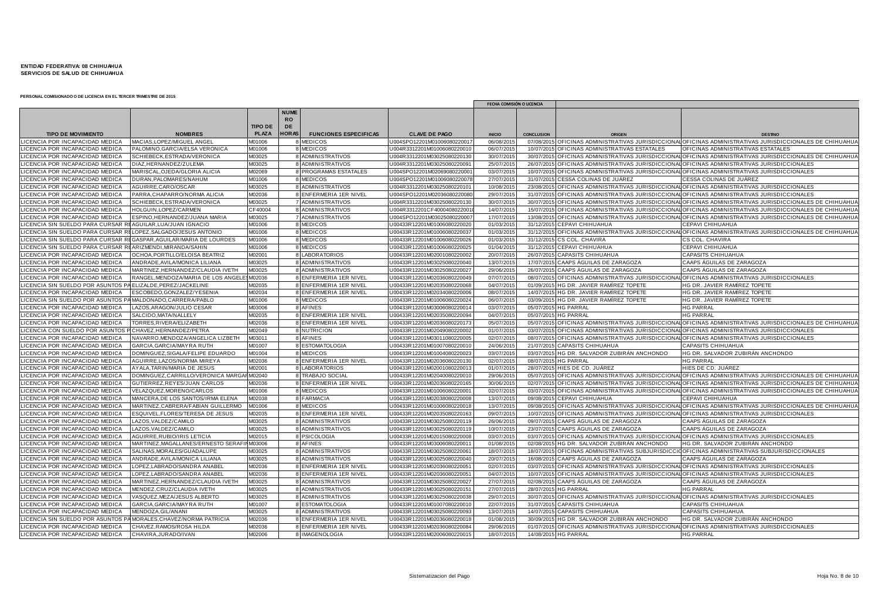**ENTIDAD FEDERATIVA: 08 CHIHUAHUA**
**SERVICIOS DE SALUD DE CHIHUAHUA**

**PERSONAL COMISIONADO O DE LICENCIA EN EL TERCER TRIMESTRE DE 2015**

| TIPO DE MOVIMIENTO | NOMBRES | TIPO DE PLAZA | NUMERO DE HORAS | FUNCIONES ESPECIFICAS | CLAVE DE PAGO | FECHA COMISIÓN O LICENCIA | | ORIGEN | DESTINO |
|---|---|---|---|---|---|---|---|---|---|
| | | | | | | INICIO | CONCLUSION | | |
| LICENCIA POR INCAPACIDAD MEDICA | MACIAS,LOPEZ/MIGUEL ANGEL | M01006 | 8 | MEDICOS | U004SPO12201M01006080220017 | 06/08/2015 | 07/08/2015 | OFICINAS ADMINISTRATIVAS JURISDICCIONAL | OFICINAS ADMINISTRATIVAS JURISDICCIONALES DE CHIHUAHUA |
| LICENCIA POR INCAPACIDAD MEDICA | PALOMINO,GARCIA/ELSA VERONICA | M01006 | 8 | MEDICOS | U004R3312201M01006080220010 | 06/07/2015 | 10/07/2015 | OFICINAS ADMINISTRATIVAS ESTATALES | OFICINAS ADMINISTRATIVAS ESTATALES |
| LICENCIA POR INCAPACIDAD MEDICA | SCHIEBECK,ESTRADA/VERONICA | M03025 | 8 | ADMINISTRATIVOS | U004R3312201M03025080220130 | 30/07/2015 | 30/07/2015 | OFICINAS ADMINISTRATIVAS JURISDICCIONAL | OFICINAS ADMINISTRATIVAS JURISDICCIONALES DE CHIHUAHUA |
| LICENCIA POR INCAPACIDAD MEDICA | DIAZ,HERNANDEZ/ZULEMA | M03025 | 8 | ADMINISTRATIVOS | U004R3312201M03025080220091 | 25/07/2015 | 26/07/2015 | OFICINAS ADMINISTRATIVAS JURISDICCIONAL | OFICINAS ADMINISTRATIVAS JURISDICCIONALES |
| LICENCIA POR INCAPACIDAD MEDICA | MARISCAL,OJEDA/GLORIA ALICIA | M02069 | 8 | PROGRAMAS ESTATALES | U004SPO12201M02069080220001 | 03/07/2015 | 10/07/2015 | OFICINAS ADMINISTRATIVAS JURISDICCIONAL | OFICINAS ADMINISTRATIVAS JURISDICCIONALES |
| LICENCIA POR INCAPACIDAD MEDICA | DURAN,PALOMARES/NAHUM | M01006 | 8 | MEDICOS | U004SPO12201M01006080220078 | 27/07/2015 | 31/07/2015 | CESSA COLINAS DE JUÁREZ | CESSA COLINAS DE JUÁREZ |
| LICENCIA POR INCAPACIDAD MEDICA | AGUIRRE,CARO/OSCAR | M03025 | 8 | ADMINISTRATIVOS | U004R3312201M03025080220101 | 10/08/2015 | 23/08/2015 | OFICINAS ADMINISTRATIVAS JURISDICCIONAL | OFICINAS ADMINISTRATIVAS JURISDICCIONALES |
| LICENCIA POR INCAPACIDAD MEDICA | PARRA,CHAPARRO/NORMA ALICIA | M02036 | 8 | ENFERMERIA 1ER NIVEL | U004SPO12201M02036080220080 | 29/07/2015 | 31/07/2015 | OFICINAS ADMINISTRATIVAS JURISDICCIONAL | OFICINAS ADMINISTRATIVAS JURISDICCIONALES |
| LICENCIA POR INCAPACIDAD MEDICA | SCHIEBECK,ESTRADA/VERONICA | M03025 | 7 | ADMINISTRATIVOS | U004R3312201M03025080220130 | 30/07/2015 | 30/07/2015 | OFICINAS ADMINISTRATIVAS JURISDICCIONAL | OFICINAS ADMINISTRATIVAS JURISDICCIONALES DE CHIHUAHUA |
| LICENCIA POR INCAPACIDAD MEDICA | HOLGUIN,LOPEZ/CARMEN | CF40004 | 8 | ADMINISTRATIVOS | U004R3312201CF40004080220010 | 14/07/2015 | 15/07/2015 | OFICINAS ADMINISTRATIVAS JURISDICCIONAL | OFICINAS ADMINISTRATIVAS JURISDICCIONALES DE CHIHUAHUA |
| LICENCIA POR INCAPACIDAD MEDICA | ESPINO,HERNANDEZ/JUANA MARIA | M03025 | 7 | ADMINISTRATIVOS | U004SPO12201M03025080220007 | 17/07/2015 | 13/08/2015 | OFICINAS ADMINISTRATIVAS JURISDICCIONAL | OFICINAS ADMINISTRATIVAS JURISDICCIONALES DE CHIHUAHUA |
| LICENCIA SIN SUELDO PARA CURSAR RE | AGUILAR,LUA/JUAN IGNACIO | M01006 | 8 | MEDICOS | U00433R12201M01006080220020 | 01/03/2015 | 31/12/2015 | CEPAVI CHIHUAHUA | CEPAVI CHIHUAHUA |
| LICENCIA SIN SUELDO PARA CURSAR RE | LOPEZ,SALGADO/JESUS ANTONIO | M01006 | 8 | MEDICOS | U00433R12201M01006080220037 | 01/03/2015 | 31/12/2015 | OFICINAS ADMINISTRATIVAS JURISDICCIONAL | OFICINAS ADMINISTRATIVAS JURISDICCIONALES DE CHIHUAHUA |
| LICENCIA SIN SUELDO PARA CURSAR RE | GASPAR,AGUILAR/MARIA DE LOURDES | M01006 | 8 | MEDICOS | U00433R12201M01006080220026 | 01/03/2015 | 31/12/2015 | CS COL. CHAVIRA | CS COL. CHAVIRA |
| LICENCIA SIN SUELDO PARA CURSAR RE | ARIZMENDI,MIRANDA/SAHIN | M01006 | 8 | MEDICOS | U00433R12201M01006080220025 | 01/04/2015 | 31/12/2015 | CEPAVI CHIHUAHUA | CEPAVI CHIHUAHUA |
| LICENCIA POR INCAPACIDAD MEDICA | OCHOA,PORTILLO/ELOISA BEATRIZ | M02001 | 8 | LABORATORIOS | U00433R12201M02001080220002 | 20/07/2015 | 26/07/2015 | CAPASITS CHIHUAHUA | CAPASITS CHIHUAHUA |
| LICENCIA POR INCAPACIDAD MEDICA | ANDRADE,AVILA/MONICA LILIANA | M03025 | 8 | ADMINISTRATIVOS | U00433R12201M03025080220040 | 13/07/2015 | 17/07/2015 | CAAPS ÁGUILAS DE ZARAGOZA | CAAPS ÁGUILAS DE ZARAGOZA |
| LICENCIA POR INCAPACIDAD MEDICA | MARTINEZ,HERNANDEZ/CLAUDIA IVETH | M03025 | 8 | ADMINISTRATIVOS | U00433R12201M03025080220027 | 29/06/2015 | 26/07/2015 | CAAPS ÁGUILAS DE ZARAGOZA | CAAPS ÁGUILAS DE ZARAGOZA |
| LICENCIA POR INCAPACIDAD MEDICA | RANGEL,MENDOZA/MARIA DE LOS ANGELES | M02036 | 8 | ENFERMERIA 1ER NIVEL | U00433R12201M02036080220049 | 07/07/2015 | 08/07/2015 | OFICINAS ADMINISTRATIVAS JURISDICCIONAL | OFICINAS ADMINISTRATIVAS JURISDICCIONALES |
| LICENCIA SIN SUELDO POR ASUNTOS PA | ELIZALDE,PEREZ/JACKELINE | M02035 | 8 | ENFERMERIA 1ER NIVEL | U00433R12201M02035080220068 | 04/07/2015 | 01/09/2015 | HG DR. JAVIER RAMÍREZ TOPETE | HG DR. JAVIER RAMÍREZ TOPETE |
| LICENCIA POR INCAPACIDAD MEDICA | ESCOBEDO,GONZALEZ/YESENIA | M02034 | 8 | ENFERMERIA 1ER NIVEL | U00433R12201M02034080220006 | 08/07/2015 | 14/07/2015 | HG DR. JAVIER RAMÍREZ TOPETE | HG DR. JAVIER RAMÍREZ TOPETE |
| LICENCIA SIN SUELDO POR ASUNTOS PA | MALDONADO,CARRERA/PABLO | M01006 | 8 | MEDICOS | U00433R12201M01006080220024 | 06/07/2015 | 03/09/2015 | HG DR. JAVIER RAMÍREZ TOPETE | HG DR. JAVIER RAMÍREZ TOPETE |
| LICENCIA POR INCAPACIDAD MEDICA | LAZOS,ARAGON/JULIO CESAR | M03006 | 8 | AFINES | U00433R12201M03006080220014 | 03/07/2015 | 05/07/2015 | HG PARRAL | HG PARRAL |
| LICENCIA POR INCAPACIDAD MEDICA | SALCIDO,MATA/NALLELY | M02035 | 8 | ENFERMERIA 1ER NIVEL | U00433R12201M02035080220094 | 04/07/2015 | 05/07/2015 | HG PARRAL | HG PARRAL |
| LICENCIA POR INCAPACIDAD MEDICA | TORRES,RIVERA/ELIZABETH | M02036 | 8 | ENFERMERIA 1ER NIVEL | U00433R12201M02036080220173 | 05/07/2015 | 05/07/2015 | OFICINAS ADMINISTRATIVAS JURISDICCIONAL | OFICINAS ADMINISTRATIVAS JURISDICCIONALES DE CHIHUAHUA |
| LICENCIA CON SUELDO POR ASUNTOS P | CHAVEZ,HERNANDEZ/PETRA | M02049 | 8 | NUTRICION | U00433R12201M02049080220002 | 01/07/2015 | 03/07/2015 | OFICINAS ADMINISTRATIVAS JURISDICCIONAL | OFICINAS ADMINISTRATIVAS JURISDICCIONALES |
| LICENCIA POR INCAPACIDAD MEDICA | NAVARRO,MENDOZA/ANGELICA LIZBETH | M03011 | 8 | AFINES | U00433R12201M03011080220005 | 02/07/2015 | 08/07/2015 | OFICINAS ADMINISTRATIVAS JURISDICCIONAL | OFICINAS ADMINISTRATIVAS JURISDICCIONALES |
| LICENCIA POR INCAPACIDAD MEDICA | GARCIA,GARCIA/MAYRA RUTH | M01007 | 8 | ESTOMATOLOGIA | U00433R12201M01007080220010 | 24/06/2015 | 21/07/2015 | CAPASITS CHIHUAHUA | CAPASITS CHIHUAHUA |
| LICENCIA POR INCAPACIDAD MEDICA | DOMINGUEZ,SIGALA/FELIPE EDUARDO | M01004 | 8 | MEDICOS | U00433R12201M01004080220023 | 03/07/2015 | 03/07/2015 | HG DR. SALVADOR ZUBIRÁN ANCHONDO | HG DR. SALVADOR ZUBIRÁN ANCHONDO |
| LICENCIA POR INCAPACIDAD MEDICA | AGUIRRE,LAZOS/NORMA MIREYA | M02036 | 8 | ENFERMERIA 1ER NIVEL | U00433R12201M02036080220130 | 02/07/2015 | 08/07/2015 | HG PARRAL | HG PARRAL |
| LICENCIA POR INCAPACIDAD MEDICA | AYALA,TARIN/MARIA DE JESUS | M02001 | 8 | LABORATORIOS | U00433R12201M02001080220013 | 01/07/2015 | 28/07/2015 | HIES DE CD. JUÁREZ | HIES DE CD. JUÁREZ |
| LICENCIA POR INCAPACIDAD MEDICA | DOMINGUEZ,CARRILLO/VERONICA MARGAR | M02040 | 8 | TRABAJO SOCIAL | U00433R12201M02040080220010 | 29/06/2015 | 05/07/2015 | OFICINAS ADMINISTRATIVAS JURISDICCIONAL | OFICINAS ADMINISTRATIVAS JURISDICCIONALES DE CHIHUAHUA |
| LICENCIA POR INCAPACIDAD MEDICA | GUTIERREZ,REYES/JUAN CARLOS | M02036 | 8 | ENFERMERIA 1ER NIVEL | U00433R12201M02036080220165 | 30/06/2015 | 02/07/2015 | OFICINAS ADMINISTRATIVAS JURISDICCIONAL | OFICINAS ADMINISTRATIVAS JURISDICCIONALES DE CHIHUAHUA |
| LICENCIA POR INCAPACIDAD MEDICA | VELAZQUEZ,MORENO/CARLOS | M01006 | 8 | MEDICOS | U00433R12201M01006080220001 | 02/07/2015 | 03/07/2015 | OFICINAS ADMINISTRATIVAS JURISDICCIONAL | OFICINAS ADMINISTRATIVAS JURISDICCIONALES DE CHIHUAHUA |
| LICENCIA POR INCAPACIDAD MEDICA | MANCERA,DE LOS SANTOS/IRMA ELENA | M02038 | 8 | FARMACIA | U00433R12201M02038080220008 | 13/07/2015 | 09/08/2015 | CEPAVI CHIHUAHUA | CEPAVI CHIHUAHUA |
| LICENCIA POR INCAPACIDAD MEDICA | MARTINEZ,CABRERA/FABIAN GUILLERMO | M01006 | 8 | MEDICOS | U00433R12201M01006080220018 | 13/07/2015 | 09/08/2015 | OFICINAS ADMINISTRATIVAS JURISDICCIONAL | OFICINAS ADMINISTRATIVAS JURISDICCIONALES DE CHIHUAHUA |
| LICENCIA POR INCAPACIDAD MEDICA | ESQUIVEL,FLORES/TERESA DE JESUS | M02035 | 8 | ENFERMERIA 1ER NIVEL | U00433R12201M02035080220163 | 09/07/2015 | 10/07/2015 | OFICINAS ADMINISTRATIVAS JURISDICCIONAL | OFICINAS ADMINISTRATIVAS JURISDICCIONALES |
| LICENCIA POR INCAPACIDAD MEDICA | LAZOS,VALDEZ/CAMILO | M03025 | 8 | ADMINISTRATIVOS | U00433R12201M03025080220119 | 26/06/2015 | 09/07/2015 | CAAPS ÁGUILAS DE ZARAGOZA | CAAPS ÁGUILAS DE ZARAGOZA |
| LICENCIA POR INCAPACIDAD MEDICA | LAZOS,VALDEZ/CAMILO | M03025 | 8 | ADMINISTRATIVOS | U00433R12201M03025080220119 | 10/07/2015 | 23/07/2015 | CAAPS ÁGUILAS DE ZARAGOZA | CAAPS ÁGUILAS DE ZARAGOZA |
| LICENCIA POR INCAPACIDAD MEDICA | AGUIRRE,RUBIO/IRIS LETICIA | M02015 | 8 | PSICOLOGIA | U00433R12201M02015080220008 | 03/07/2015 | 03/07/2015 | OFICINAS ADMINISTRATIVAS JURISDICCIONAL | OFICINAS ADMINISTRATIVAS JURISDICCIONALES |
| LICENCIA POR INCAPACIDAD MEDICA | MARTINEZ,MAGALLANES/ERNESTO SERAFIN | M03006 | 8 | AFINES | U00433R12201M03006080220011 | 01/08/2015 | 02/08/2015 | HG DR. SALVADOR ZUBIRÁN ANCHONDO | HG DR. SALVADOR ZUBIRÁN ANCHONDO |
| LICENCIA POR INCAPACIDAD MEDICA | SALINAS,MORALES/GUADALUPE | M03025 | 8 | ADMINISTRATIVOS | U00433R12201M03025080220061 | 18/07/2015 | 18/07/2015 | OFICINAS ADMINISTRATIVAS SUBJURISDICCIO | OFICINAS ADMINISTRATIVAS SUBJURISDICCIONALES |
| LICENCIA POR INCAPACIDAD MEDICA | ANDRADE,AVILA/MONICA LILIANA | M03025 | 8 | ADMINISTRATIVOS | U00433R12201M03025080220040 | 20/07/2015 | 16/08/2015 | CAAPS ÁGUILAS DE ZARAGOZA | CAAPS ÁGUILAS DE ZARAGOZA |
| LICENCIA POR INCAPACIDAD MEDICA | LOPEZ,LABRADO/SANDRA ANABEL | M02036 | 8 | ENFERMERIA 1ER NIVEL | U00433R12201M02036080220051 | 02/07/2015 | 03/07/2015 | OFICINAS ADMINISTRATIVAS JURISDICCIONAL | OFICINAS ADMINISTRATIVAS JURISDICCIONALES |
| LICENCIA POR INCAPACIDAD MEDICA | LOPEZ,LABRADO/SANDRA ANABEL | M02036 | 8 | ENFERMERIA 1ER NIVEL | U00433R12201M02036080220051 | 04/07/2015 | 10/07/2015 | OFICINAS ADMINISTRATIVAS JURISDICCIONAL | OFICINAS ADMINISTRATIVAS JURISDICCIONALES |
| LICENCIA POR INCAPACIDAD MEDICA | MARTINEZ,HERNANDEZ/CLAUDIA IVETH | M03025 | 8 | ADMINISTRATIVOS | U00433R12201M03025080220027 | 27/07/2015 | 02/08/2015 | CAAPS ÁGUILAS DE ZARAGOZA | CAAPS ÁGUILAS DE ZARAGOZA |
| LICENCIA POR INCAPACIDAD MEDICA | MENDEZ,CRUZ/CLAUDIA IVETH | M03025 | 8 | ADMINISTRATIVOS | U00433R12201M03025080220151 | 27/07/2015 | 28/07/2015 | HG PARRAL | HG PARRAL |
| LICENCIA POR INCAPACIDAD MEDICA | VASQUEZ,MEZA/JESUS ALBERTO | M03025 | 8 | ADMINISTRATIVOS | U00433R12201M03025080220038 | 29/07/2015 | 30/07/2015 | OFICINAS ADMINISTRATIVAS JURISDICCIONAL | OFICINAS ADMINISTRATIVAS JURISDICCIONALES |
| LICENCIA POR INCAPACIDAD MEDICA | GARCIA,GARCIA/MAYRA RUTH | M01007 | 8 | ESTOMATOLOGIA | U00433R12201M01007080220010 | 22/07/2015 | 31/07/2015 | CAPASITS CHIHUAHUA | CAPASITS CHIHUAHUA |
| LICENCIA POR INCAPACIDAD MEDICA | MENDOZA,GIL/ANANI | M03025 | 8 | ADMINISTRATIVOS | U00433R12201M03025080220093 | 13/07/2015 | 14/07/2015 | CAPASITS CHIHUAHUA | CAPASITS CHIHUAHUA |
| LICENCIA SIN SUELDO POR ASUNTOS PA | MORALES,CHAVEZ/NORMA PATRICIA | M02036 | 8 | ENFERMERIA 1ER NIVEL | U00433R12201M02036080220018 | 01/08/2015 | 30/09/2015 | HG DR. SALVADOR ZUBIRÁN ANCHONDO | HG DR. SALVADOR ZUBIRÁN ANCHONDO |
| LICENCIA POR INCAPACIDAD MEDICA | CHAVEZ,RAMOS/ROSA HILDA | M02036 | 8 | ENFERMERIA 1ER NIVEL | U00433R12201M02036080220084 | 29/06/2015 | 01/07/2015 | OFICINAS ADMINISTRATIVAS JURISDICCIONAL | OFICINAS ADMINISTRATIVAS JURISDICCIONALES |
| LICENCIA POR INCAPACIDAD MEDICA | CHAVIRA,JURADO/IVAN | M02006 | 8 | IMAGENOLOGIA | U00433R12201M02006080220015 | 18/07/2015 | 14/08/2015 | HG PARRAL | HG PARRAL |

Sistematizacion del Pago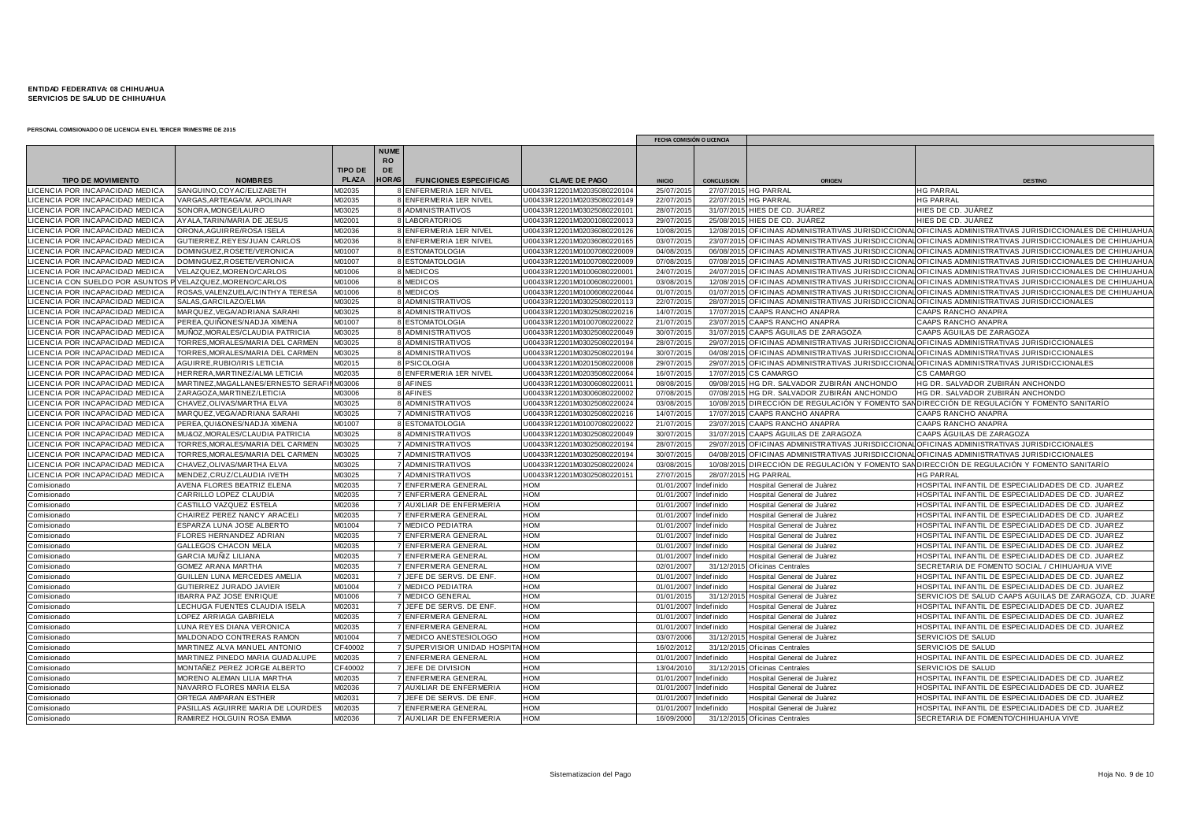**ENTIDAD FEDERATIVA: 08 CHIHUAHUA**
**SERVICIOS DE SALUD DE CHIHUAHUA**

**PERSONAL COMISIONADO O DE LICENCIA EN EL TERCER TRIMESTRE DE 2015**

| TIPO DE MOVIMIENTO | NOMBRES | TIPO DE PLAZA | NUMERO DE HORAS | FUNCIONES ESPECIFICAS | CLAVE DE PAGO | FECHA COMISIÓN O LICENCIA INICIO | CONCLUSION | ORIGEN | DESTINO |
|---|---|---|---|---|---|---|---|---|---|
| LICENCIA POR INCAPACIDAD MEDICA | SANGUINO,COYAC/ELIZABETH | M02035 | 8 | ENFERMERIA 1ER NIVEL | U00433R12201M02035080220104 | 25/07/2015 | 27/07/2015 | HG PARRAL | HG PARRAL |
| LICENCIA POR INCAPACIDAD MEDICA | VARGAS,ARTEAGA/M. APOLINAR | M02035 | 8 | ENFERMERIA 1ER NIVEL | U00433R12201M02035080220149 | 22/07/2015 | 22/07/2015 | HG PARRAL | HG PARRAL |
| LICENCIA POR INCAPACIDAD MEDICA | SONORA,MONGE/LAURO | M03025 | 8 | ADMINISTRATIVOS | U00433R12201M03025080220101 | 28/07/2015 | 31/07/2015 | HIES DE CD. JUÁREZ | HIES DE CD. JUÁREZ |
| LICENCIA POR INCAPACIDAD MEDICA | AYALA,TARIN/MARIA DE JESUS | M02001 | 8 | LABORATORIOS | U00433R12201M02001080220013 | 29/07/2015 | 25/08/2015 | HIES DE CD. JUÁREZ | HIES DE CD. JUÁREZ |
| LICENCIA POR INCAPACIDAD MEDICA | ORONA,AGUIRRE/ROSA ISELA | M02036 | 8 | ENFERMERIA 1ER NIVEL | U00433R12201M02036080220126 | 10/08/2015 | 12/08/2015 | OFICINAS ADMINISTRATIVAS JURISDICCIONAL | OFICINAS ADMINISTRATIVAS JURISDICCIONALES DE CHIHUAHUA |
| LICENCIA POR INCAPACIDAD MEDICA | GUTIERREZ,REYES/JUAN CARLOS | M02036 | 8 | ENFERMERIA 1ER NIVEL | U00433R12201M02036080220165 | 03/07/2015 | 23/07/2015 | OFICINAS ADMINISTRATIVAS JURISDICCIONAL | OFICINAS ADMINISTRATIVAS JURISDICCIONALES DE CHIHUAHUA |
| LICENCIA POR INCAPACIDAD MEDICA | DOMINGUEZ,ROSETE/VERONICA | M01007 | 8 | ESTOMATOLOGIA | U00433R12201M01007080220009 | 04/08/2015 | 06/08/2015 | OFICINAS ADMINISTRATIVAS JURISDICCIONAL | OFICINAS ADMINISTRATIVAS JURISDICCIONALES DE CHIHUAHUA |
| LICENCIA POR INCAPACIDAD MEDICA | DOMINGUEZ,ROSETE/VERONICA | M01007 | 8 | ESTOMATOLOGIA | U00433R12201M01007080220009 | 07/08/2015 | 07/08/2015 | OFICINAS ADMINISTRATIVAS JURISDICCIONAL | OFICINAS ADMINISTRATIVAS JURISDICCIONALES DE CHIHUAHUA |
| LICENCIA POR INCAPACIDAD MEDICA | VELAZQUEZ,MORENO/CARLOS | M01006 | 8 | MEDICOS | U00433R12201M01006080220001 | 24/07/2015 | 24/07/2015 | OFICINAS ADMINISTRATIVAS JURISDICCIONAL | OFICINAS ADMINISTRATIVAS JURISDICCIONALES DE CHIHUAHUA |
| LICENCIA CON SUELDO POR ASUNTOS P | VELAZQUEZ,MORENO/CARLOS | M01006 | 8 | MEDICOS | U00433R12201M01006080220001 | 03/08/2015 | 12/08/2015 | OFICINAS ADMINISTRATIVAS JURISDICCIONAL | OFICINAS ADMINISTRATIVAS JURISDICCIONALES DE CHIHUAHUA |
| LICENCIA POR INCAPACIDAD MEDICA | ROSAS,VALENZUELA/CINTHYA TERESA | M01006 | 8 | MEDICOS | U00433R12201M01006080220044 | 01/07/2015 | 01/07/2015 | OFICINAS ADMINISTRATIVAS JURISDICCIONAL | OFICINAS ADMINISTRATIVAS JURISDICCIONALES DE CHIHUAHUA |
| LICENCIA POR INCAPACIDAD MEDICA | SALAS,GARCILAZO/ELMA | M03025 | 8 | ADMINISTRATIVOS | U00433R12201M03025080220113 | 22/07/2015 | 28/07/2015 | OFICINAS ADMINISTRATIVAS JURISDICCIONAL | OFICINAS ADMINISTRATIVAS JURISDICCIONALES |
| LICENCIA POR INCAPACIDAD MEDICA | MARQUEZ,VEGA/ADRIANA SARAHI | M03025 | 8 | ADMINISTRATIVOS | U00433R12201M03025080220216 | 14/07/2015 | 17/07/2015 | CAAPS RANCHO ANAPRA | CAAPS RANCHO ANAPRA |
| LICENCIA POR INCAPACIDAD MEDICA | PEREA,QUIÑONES/NADJA XIMENA | M01007 | 8 | ESTOMATOLOGIA | U00433R12201M01007080220022 | 21/07/2015 | 23/07/2015 | CAAPS RANCHO ANAPRA | CAAPS RANCHO ANAPRA |
| LICENCIA POR INCAPACIDAD MEDICA | MUÑOZ,MORALES/CLAUDIA PATRICIA | M03025 | 8 | ADMINISTRATIVOS | U00433R12201M03025080220049 | 30/07/2015 | 31/07/2015 | CAAPS ÁGUILAS DE ZARAGOZA | CAAPS ÁGUILAS DE ZARAGOZA |
| LICENCIA POR INCAPACIDAD MEDICA | TORRES,MORALES/MARIA DEL CARMEN | M03025 | 8 | ADMINISTRATIVOS | U00433R12201M03025080220194 | 28/07/2015 | 29/07/2015 | OFICINAS ADMINISTRATIVAS JURISDICCIONAL | OFICINAS ADMINISTRATIVAS JURISDICCIONALES |
| LICENCIA POR INCAPACIDAD MEDICA | TORRES,MORALES/MARIA DEL CARMEN | M03025 | 8 | ADMINISTRATIVOS | U00433R12201M03025080220194 | 30/07/2015 | 04/08/2015 | OFICINAS ADMINISTRATIVAS JURISDICCIONAL | OFICINAS ADMINISTRATIVAS JURISDICCIONALES |
| LICENCIA POR INCAPACIDAD MEDICA | AGUIRRE,RUBIO/IRIS LETICIA | M02015 | 8 | PSICOLOGIA | U00433R12201M02015080220008 | 29/07/2015 | 29/07/2015 | OFICINAS ADMINISTRATIVAS JURISDICCIONAL | OFICINAS ADMINISTRATIVAS JURISDICCIONALES |
| LICENCIA POR INCAPACIDAD MEDICA | HERRERA,MARTINEZ/ALMA LETICIA | M02035 | 8 | ENFERMERIA 1ER NIVEL | U00433R12201M02035080220064 | 16/07/2015 | 17/07/2015 | CS CAMARGO | CS CAMARGO |
| LICENCIA POR INCAPACIDAD MEDICA | MARTINEZ,MAGALLANES/ERNESTO SERAFIN | M03006 | 8 | AFINES | U00433R12201M03006080220011 | 08/08/2015 | 09/08/2015 | HG DR. SALVADOR ZUBIRÁN ANCHONDO | HG DR. SALVADOR ZUBIRÁN ANCHONDO |
| LICENCIA POR INCAPACIDAD MEDICA | ZARAGOZA,MARTINEZ/LETICIA | M03006 | 8 | AFINES | U00433R12201M03006080220002 | 07/08/2015 | 07/08/2015 | HG DR. SALVADOR ZUBIRÁN ANCHONDO | HG DR. SALVADOR ZUBIRÁN ANCHONDO |
| LICENCIA POR INCAPACIDAD MEDICA | CHAVEZ,OLIVAS/MARTHA ELVA | M03025 | 8 | ADMINISTRATIVOS | U00433R12201M03025080220024 | 03/08/2015 | 10/08/2015 | DIRECCIÓN DE REGULACIÓN Y FOMENTO SAN | DIRECCIÓN DE REGULACIÓN Y FOMENTO SANITARIO |
| LICENCIA POR INCAPACIDAD MEDICA | MARQUEZ,VEGA/ADRIANA SARAHI | M03025 | 7 | ADMINISTRATIVOS | U00433R12201M03025080220216 | 14/07/2015 | 17/07/2015 | CAAPS RANCHO ANAPRA | CAAPS RANCHO ANAPRA |
| LICENCIA POR INCAPACIDAD MEDICA | PEREA,QUI&ONES/NADJA XIMENA | M01007 | 8 | ESTOMATOLOGIA | U00433R12201M01007080220022 | 21/07/2015 | 23/07/2015 | CAAPS RANCHO ANAPRA | CAAPS RANCHO ANAPRA |
| LICENCIA POR INCAPACIDAD MEDICA | MU&OZ,MORALES/CLAUDIA PATRICIA | M03025 | 8 | ADMINISTRATIVOS | U00433R12201M03025080220049 | 30/07/2015 | 31/07/2015 | CAAPS ÁGUILAS DE ZARAGOZA | CAAPS ÁGUILAS DE ZARAGOZA |
| LICENCIA POR INCAPACIDAD MEDICA | TORRES,MORALES/MARIA DEL CARMEN | M03025 | 7 | ADMINISTRATIVOS | U00433R12201M03025080220194 | 28/07/2015 | 29/07/2015 | OFICINAS ADMINISTRATIVAS JURISDICCIONAL | OFICINAS ADMINISTRATIVAS JURISDICCIONALES |
| LICENCIA POR INCAPACIDAD MEDICA | TORRES,MORALES/MARIA DEL CARMEN | M03025 | 7 | ADMINISTRATIVOS | U00433R12201M03025080220194 | 30/07/2015 | 04/08/2015 | OFICINAS ADMINISTRATIVAS JURISDICCIONAL | OFICINAS ADMINISTRATIVAS JURISDICCIONALES |
| LICENCIA POR INCAPACIDAD MEDICA | CHAVEZ,OLIVAS/MARTHA ELVA | M03025 | 7 | ADMINISTRATIVOS | U00433R12201M03025080220024 | 03/08/2015 | 10/08/2015 | DIRECCIÓN DE REGULACIÓN Y FOMENTO SAN | DIRECCIÓN DE REGULACIÓN Y FOMENTO SANITARIO |
| LICENCIA POR INCAPACIDAD MEDICA | MENDEZ,CRUZ/CLAUDIA IVETH | M03025 | 7 | ADMINISTRATIVOS | U00433R12201M03025080220151 | 27/07/2015 | 28/07/2015 | HG PARRAL | HG PARRAL |
| Comisionado | AVENA FLORES BEATRIZ ELENA | M02035 | 7 | ENFERMERA GENERAL | HOM | 01/01/2007 | Indefinido | Hospital General de Juárez | HOSPITAL INFANTIL DE ESPECIALIDADES DE CD. JUAREZ |
| Comisionado | CARRILLO LOPEZ CLAUDIA | M02035 | 7 | ENFERMERA GENERAL | HOM | 01/01/2007 | Indefinido | Hospital General de Juárez | HOSPITAL INFANTIL DE ESPECIALIDADES DE CD. JUAREZ |
| Comisionado | CASTILLO VAZQUEZ ESTELA | M02036 | 7 | AUXILIAR DE ENFERMERIA | HOM | 01/01/2007 | Indefinido | Hospital General de Juárez | HOSPITAL INFANTIL DE ESPECIALIDADES DE CD. JUAREZ |
| Comisionado | CHAIREZ PEREZ NANCY ARACELI | M02035 | 7 | ENFERMERA GENERAL | HOM | 01/01/2007 | Indefinido | Hospital General de Juárez | HOSPITAL INFANTIL DE ESPECIALIDADES DE CD. JUAREZ |
| Comisionado | ESPARZA LUNA JOSE ALBERTO | M01004 | 7 | MEDICO PEDIATRA | HOM | 01/01/2007 | Indefinido | Hospital General de Juárez | HOSPITAL INFANTIL DE ESPECIALIDADES DE CD. JUAREZ |
| Comisionado | FLORES HERNANDEZ ADRIAN | M02035 | 7 | ENFERMERA GENERAL | HOM | 01/01/2007 | Indefinido | Hospital General de Juárez | HOSPITAL INFANTIL DE ESPECIALIDADES DE CD. JUAREZ |
| Comisionado | GALLEGOS CHACON MELA | M02035 | 7 | ENFERMERA GENERAL | HOM | 01/01/2007 | Indefinido | Hospital General de Juárez | HOSPITAL INFANTIL DE ESPECIALIDADES DE CD. JUAREZ |
| Comisionado | GARCIA MUÑIZ LILIANA | M02035 | 7 | ENFERMERA GENERAL | HOM | 01/01/2007 | Indefinido | Hospital General de Juárez | HOSPITAL INFANTIL DE ESPECIALIDADES DE CD. JUAREZ |
| Comisionado | GOMEZ ARANA MARTHA | M02035 | 7 | ENFERMERA GENERAL | HOM | 02/01/2007 | 31/12/2015 | Oficinas Centrales | SECRETARIA DE FOMENTO SOCIAL / CHIHUAHUA VIVE |
| Comisionado | GUILLEN LUNA MERCEDES AMELIA | M02031 | 7 | JEFE DE SERVS. DE ENF. | HOM | 01/01/2007 | Indefinido | Hospital General de Juárez | HOSPITAL INFANTIL DE ESPECIALIDADES DE CD. JUAREZ |
| Comisionado | GUTIERREZ JURADO JAVIER | M01004 | 7 | MEDICO PEDIATRA | HOM | 01/01/2007 | Indefinido | Hospital General de Juárez | HOSPITAL INFANTIL DE ESPECIALIDADES DE CD. JUAREZ |
| Comisionado | IBARRA PAZ JOSE ENRIQUE | M01006 | 7 | MEDICO GENERAL | HOM | 01/01/2015 | 31/12/2015 | Hospital General de Juárez | SERVICIOS DE SALUD CAAPS AGUILAS DE ZARAGOZA, CD. JUARE |
| Comisionado | LECHUGA FUENTES CLAUDIA ISELA | M02031 | 7 | JEFE DE SERVS. DE ENF. | HOM | 01/01/2007 | Indefinido | Hospital General de Juárez | HOSPITAL INFANTIL DE ESPECIALIDADES DE CD. JUAREZ |
| Comisionado | LOPEZ ARRIAGA GABRIELA | M02035 | 7 | ENFERMERA GENERAL | HOM | 01/01/2007 | Indefinido | Hospital General de Juárez | HOSPITAL INFANTIL DE ESPECIALIDADES DE CD. JUAREZ |
| Comisionado | LUNA REYES DIANA VERONICA | M02035 | 7 | ENFERMERA GENERAL | HOM | 01/01/2007 | Indefinido | Hospital General de Juárez | HOSPITAL INFANTIL DE ESPECIALIDADES DE CD. JUAREZ |
| Comisionado | MALDONADO CONTRERAS RAMON | M01004 | 7 | MEDICO ANESTESIOLOGO | HOM | 03/07/2006 | 31/12/2015 | Hospital General de Juárez | SERVICIOS DE SALUD |
| Comisionado | MARTINEZ ALVA MANUEL ANTONIO | CF40002 | 7 | SUPERVISIOR UNIDAD HOSPITA | HOM | 16/02/2012 | 31/12/2015 | Oficinas Centrales | SERVICIOS DE SALUD |
| Comisionado | MARTINEZ PINEDO MARIA GUADALUPE | M02035 | 7 | ENFERMERA GENERAL | HOM | 01/01/2007 | Indefinido | Hospital General de Juárez | HOSPITAL INFANTIL DE ESPECIALIDADES DE CD. JUAREZ |
| Comisionado | MONTAÑEZ PEREZ JORGE ALBERTO | CF40002 | 7 | JEFE DE DIVISION | HOM | 13/04/2010 | 31/12/2015 | Oficinas Centrales | SERVICIOS DE SALUD |
| Comisionado | MORENO ALEMAN LILIA MARTHA | M02035 | 7 | ENFERMERA GENERAL | HOM | 01/01/2007 | Indefinido | Hospital General de Juárez | HOSPITAL INFANTIL DE ESPECIALIDADES DE CD. JUAREZ |
| Comisionado | NAVARRO FLORES MARIA ELSA | M02036 | 7 | AUXILIAR DE ENFERMERIA | HOM | 01/01/2007 | Indefinido | Hospital General de Juárez | HOSPITAL INFANTIL DE ESPECIALIDADES DE CD. JUAREZ |
| Comisionado | ORTEGA AMPARAN ESTHER | M02031 | 7 | JEFE DE SERVS. DE ENF. | HOM | 01/01/2007 | Indefinido | Hospital General de Juárez | HOSPITAL INFANTIL DE ESPECIALIDADES DE CD. JUAREZ |
| Comisionado | PASILLAS AGUIRRE MARIA DE LOURDES | M02035 | 7 | ENFERMERA GENERAL | HOM | 01/01/2007 | Indefinido | Hospital General de Juárez | HOSPITAL INFANTIL DE ESPECIALIDADES DE CD. JUAREZ |
| Comisionado | RAMIREZ HOLGUIN ROSA EMMA | M02036 | 7 | AUXILIAR DE ENFERMERIA | HOM | 16/09/2000 | 31/12/2015 | Oficinas Centrales | SECRETARIA DE FOMENTO/CHIHUAHUA VIVE |

Sistematizacion del Pago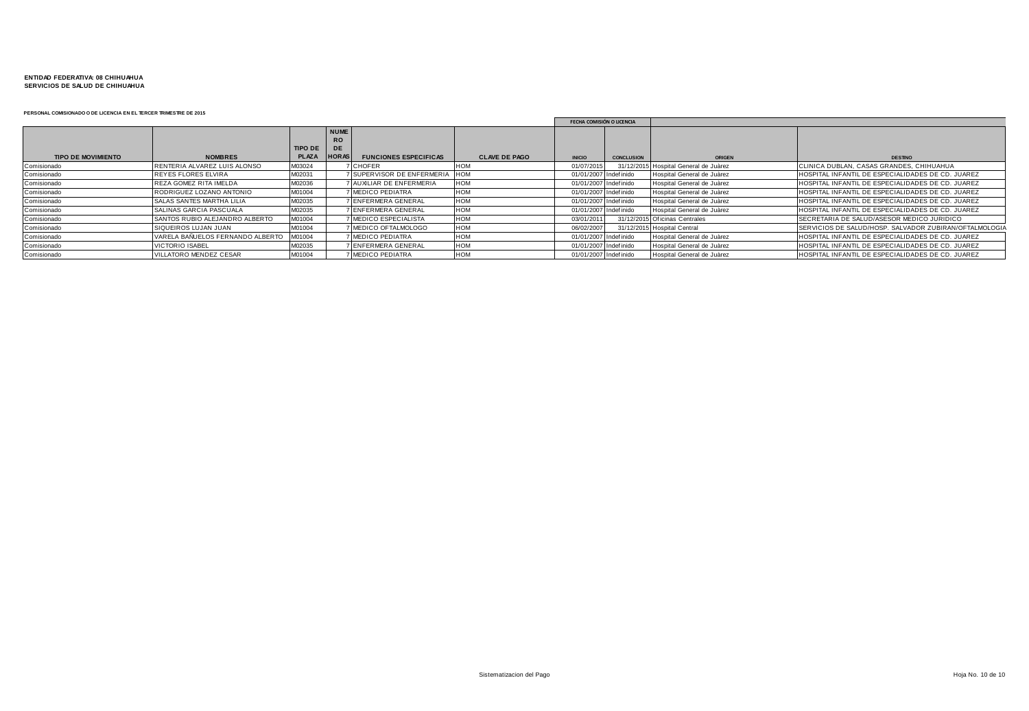**ENTIDAD FEDERATIVA: 08 CHIHUAHUA**
**SERVICIOS DE SALUD DE CHIHUAHUA**

**PERSONAL COMISIONADO O DE LICENCIA EN EL TERCER TRIMESTRE DE 2015**

| | | | | | | FECHA COMISIÓN O LICENCIA | | | |
|---|---|---|---|---|---|---|---|---|---|
| TIPO DE MOVIMIENTO | NOMBRES | TIPO DE PLAZA | NUMERO DE HORAS | FUNCIONES ESPECIFICAS | CLAVE DE PAGO | INICIO | CONCLUSION | ORIGEN | DESTINO |
| Comisionado | RENTERIA ALVAREZ LUIS ALONSO | M03024 | 7 | CHOFER | HOM | 01/07/2015 | 31/12/2015 | Hospital General de Juàrez | CLINICA DUBLAN, CASAS GRANDES, CHIHUAHUA |
| Comisionado | REYES FLORES ELVIRA | M02031 | 7 | SUPERVISOR DE ENFERMERIA | HOM | 01/01/2007 | Indefinido | Hospital General de Juàrez | HOSPITAL INFANTIL DE ESPECIALIDADES DE CD. JUAREZ |
| Comisionado | REZA GOMEZ RITA IMELDA | M02036 | 7 | AUXILIAR DE ENFERMERIA | HOM | 01/01/2007 | Indefinido | Hospital General de Juàrez | HOSPITAL INFANTIL DE ESPECIALIDADES DE CD. JUAREZ |
| Comisionado | RODRIGUEZ LOZANO ANTONIO | M01004 | 7 | MEDICO PEDIATRA | HOM | 01/01/2007 | Indefinido | Hospital General de Juàrez | HOSPITAL INFANTIL DE ESPECIALIDADES DE CD. JUAREZ |
| Comisionado | SALAS SANTES MARTHA LILIA | M02035 | 7 | ENFERMERA GENERAL | HOM | 01/01/2007 | Indefinido | Hospital General de Juàrez | HOSPITAL INFANTIL DE ESPECIALIDADES DE CD. JUAREZ |
| Comisionado | SALINAS GARCIA PASCUALA | M02035 | 7 | ENFERMERA GENERAL | HOM | 01/01/2007 | Indefinido | Hospital General de Juàrez | HOSPITAL INFANTIL DE ESPECIALIDADES DE CD. JUAREZ |
| Comisionado | SANTOS RUBIO ALEJANDRO ALBERTO | M01004 | 7 | MEDICO ESPECIALISTA | HOM | 03/01/2011 | 31/12/2015 | Oficinas Centrales | SECRETARIA DE SALUD/ASESOR MEDICO JURIDICO |
| Comisionado | SIQUEIROS LUJAN JUAN | M01004 | 7 | MEDICO OFTALMOLOGO | HOM | 06/02/2007 | 31/12/2015 | Hospital Central | SERVICIOS DE SALUD/HOSP. SALVADOR ZUBIRAN/OFTALMOLOGIA |
| Comisionado | VARELA BAÑUELOS FERNANDO ALBERTO | M01004 | 7 | MEDICO PEDIATRA | HOM | 01/01/2007 | Indefinido | Hospital General de Juàrez | HOSPITAL INFANTIL DE ESPECIALIDADES DE CD. JUAREZ |
| Comisionado | VICTORIO ISABEL | M02035 | 7 | ENFERMERA GENERAL | HOM | 01/01/2007 | Indefinido | Hospital General de Juàrez | HOSPITAL INFANTIL DE ESPECIALIDADES DE CD. JUAREZ |
| Comisionado | VILLATORO MENDEZ CESAR | M01004 | 7 | MEDICO PEDIATRA | HOM | 01/01/2007 | Indefinido | Hospital General de Juàrez | HOSPITAL INFANTIL DE ESPECIALIDADES DE CD. JUAREZ |

Sistematizacion del Pago